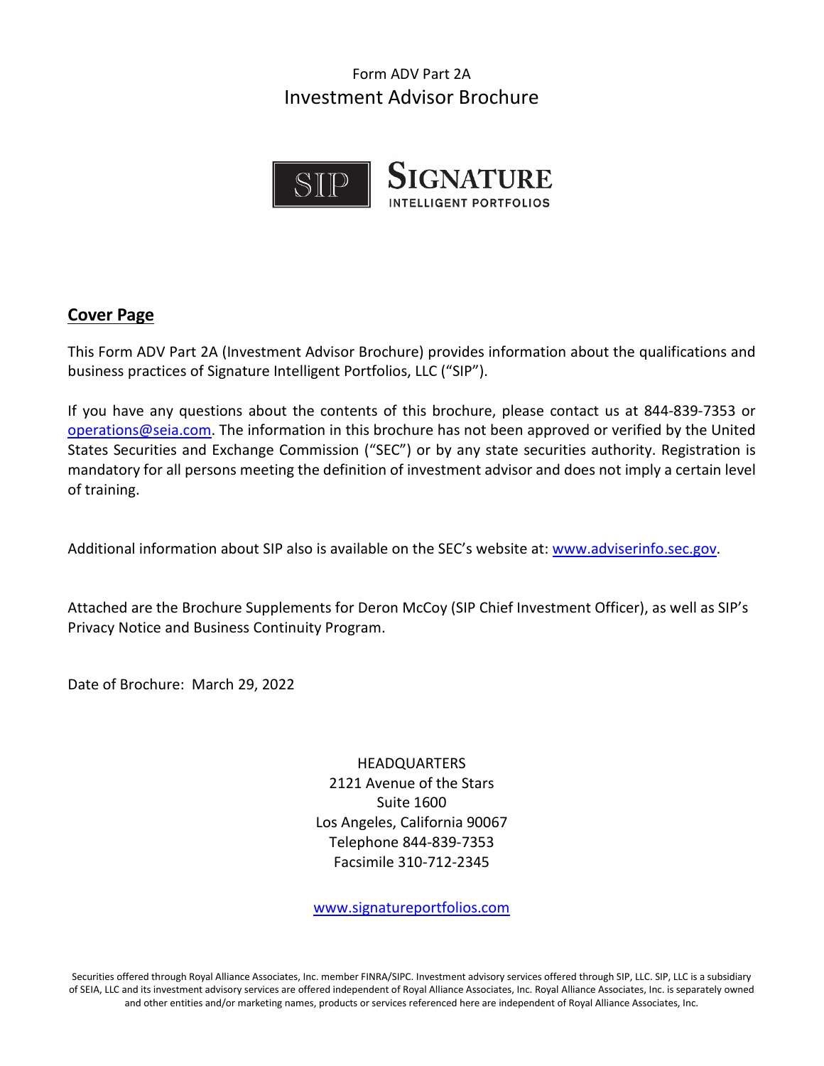Form ADV Part 2A

# Investment Advisor Brochure

SIP SIGNATURE INTELLIGENT PORTFOLIOS

## Cover Page

This Form ADV Part 2A (Investment Advisor Brochure) provides information about the qualifications and business practices of Signature Intelligent Portfolios, LLC ("SIP").

If you have any questions about the contents of this brochure, please contact us at 844-839-7353 or operations@seia.com. The information in this brochure has not been approved or verified by the United States Securities and Exchange Commission ("SEC") or by any state securities authority. Registration is mandatory for all persons meeting the definition of investment advisor and does not imply a certain level of training.

Additional information about SIP also is available on the SEC's website at: www.adviserinfo.sec.gov.

Attached are the Brochure Supplements for Deron McCoy (SIP Chief Investment Officer), as well as SIP's Privacy Notice and Business Continuity Program.

Date of Brochure: March 29, 2022

HEADQUARTERS
2121 Avenue of the Stars
Suite 1600
Los Angeles, California 90067
Telephone 844-839-7353
Facsimile 310-712-2345

www.signatureportfolios.com

Securities offered through Royal Alliance Associates, Inc. member FINRA/SIPC. Investment advisory services offered through SIP, LLC. SIP, LLC is a subsidiary of SEIA, LLC and its investment advisory services are offered independent of Royal Alliance Associates, Inc. Royal Alliance Associates, Inc. is separately owned and other entities and/or marketing names, products or services referenced here are independent of Royal Alliance Associates, Inc.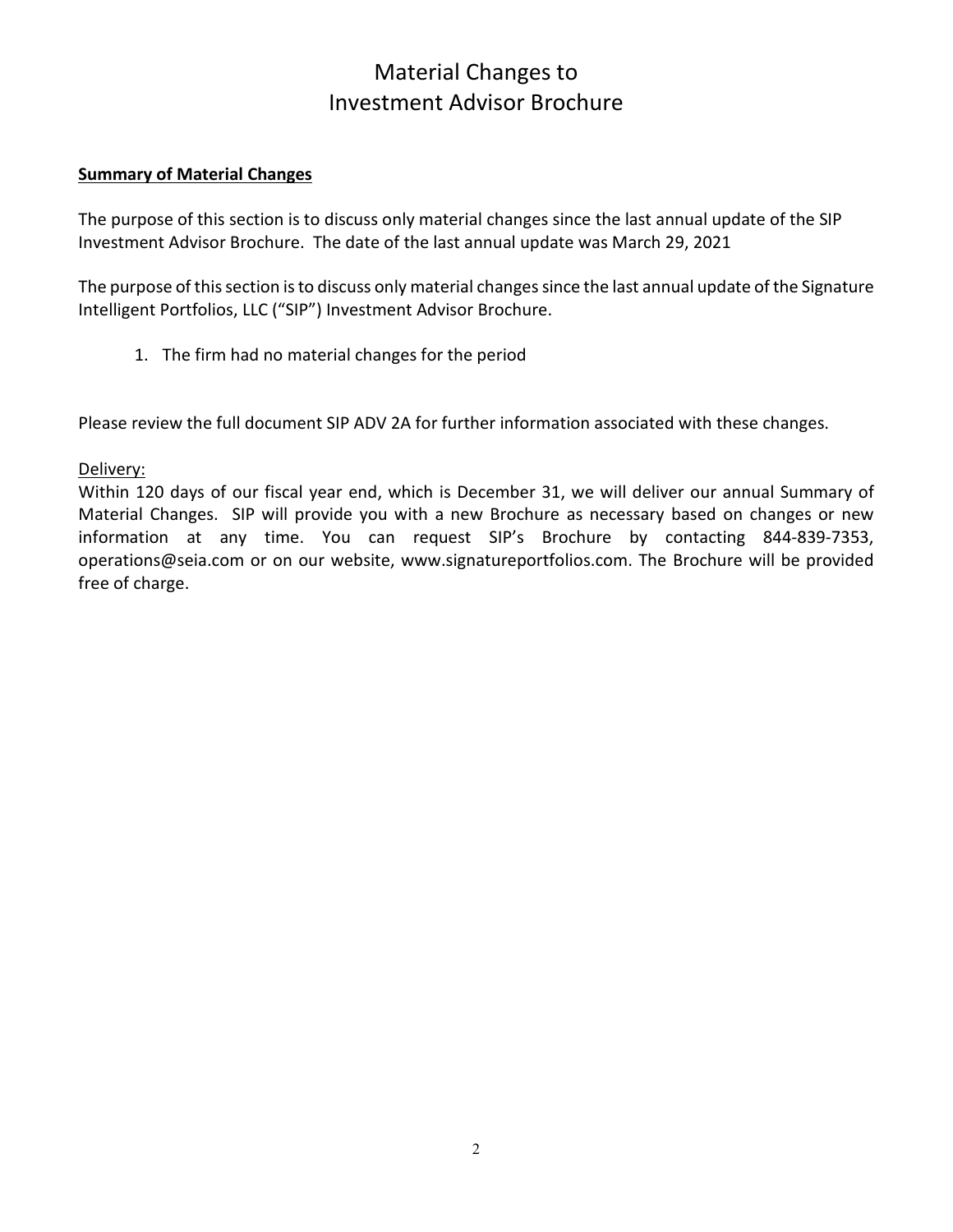# Material Changes to Investment Advisor Brochure

**Summary of Material Changes**

The purpose of this section is to discuss only material changes since the last annual update of the SIP Investment Advisor Brochure. The date of the last annual update was March 29, 2021

The purpose of this section is to discuss only material changes since the last annual update of the Signature Intelligent Portfolios, LLC ("SIP") Investment Advisor Brochure.

1. The firm had no material changes for the period

Please review the full document SIP ADV 2A for further information associated with these changes.

Delivery:

Within 120 days of our fiscal year end, which is December 31, we will deliver our annual Summary of Material Changes. SIP will provide you with a new Brochure as necessary based on changes or new information at any time. You can request SIP's Brochure by contacting 844-839-7353, operations@seia.com or on our website, www.signatureportfolios.com. The Brochure will be provided free of charge.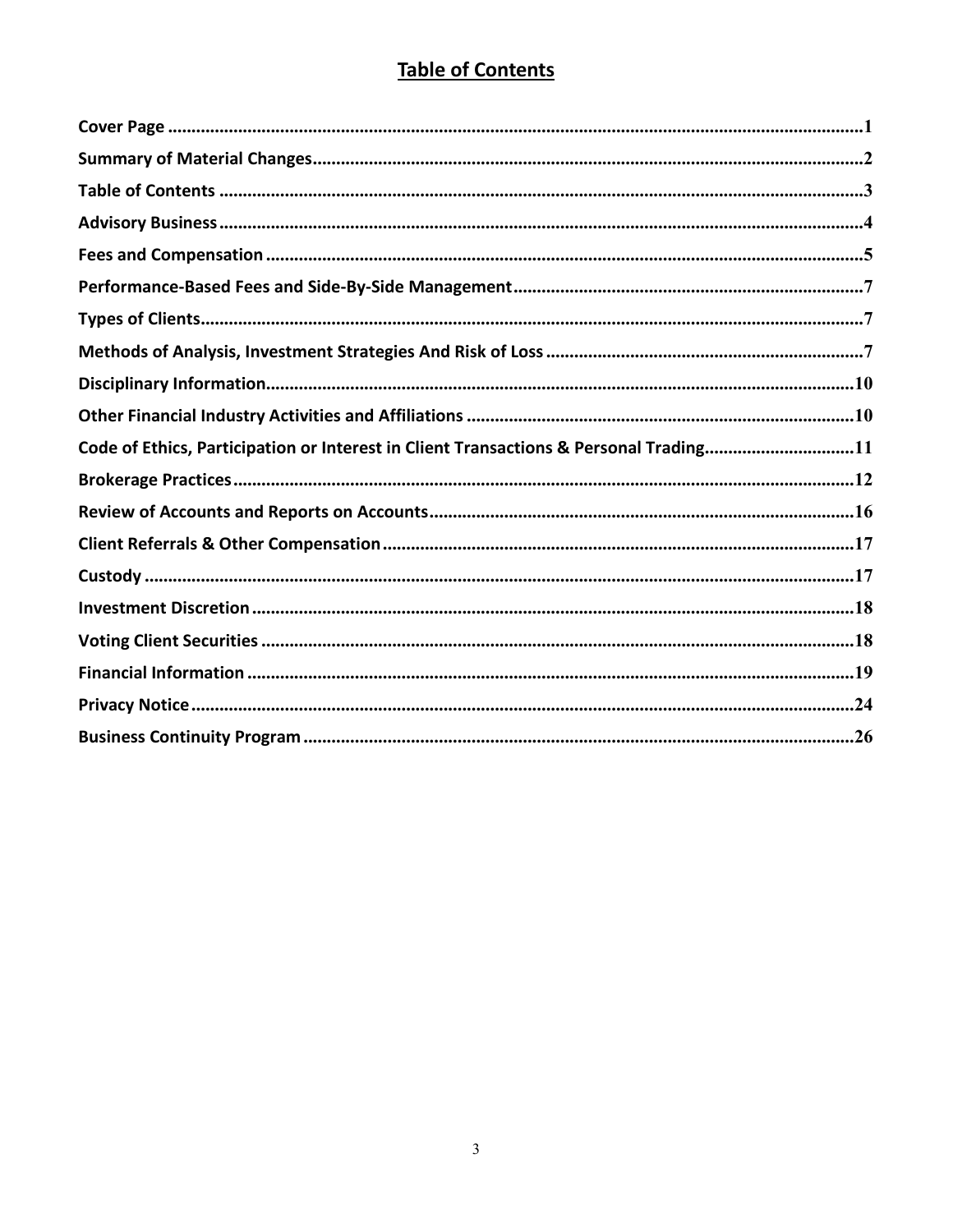# Table of Contents

| Section | Page |
| --- | --- |
| **Cover Page** | 1 |
| **Summary of Material Changes** | 2 |
| **Table of Contents** | 3 |
| **Advisory Business** | 4 |
| **Fees and Compensation** | 5 |
| **Performance-Based Fees and Side-By-Side Management** | 7 |
| **Types of Clients** | 7 |
| **Methods of Analysis, Investment Strategies And Risk of Loss** | 7 |
| **Disciplinary Information** | 10 |
| **Other Financial Industry Activities and Affiliations** | 10 |
| **Code of Ethics, Participation or Interest in Client Transactions & Personal Trading** | 11 |
| **Brokerage Practices** | 12 |
| **Review of Accounts and Reports on Accounts** | 16 |
| **Client Referrals & Other Compensation** | 17 |
| **Custody** | 17 |
| **Investment Discretion** | 18 |
| **Voting Client Securities** | 18 |
| **Financial Information** | 19 |
| **Privacy Notice** | 24 |
| **Business Continuity Program** | 26 |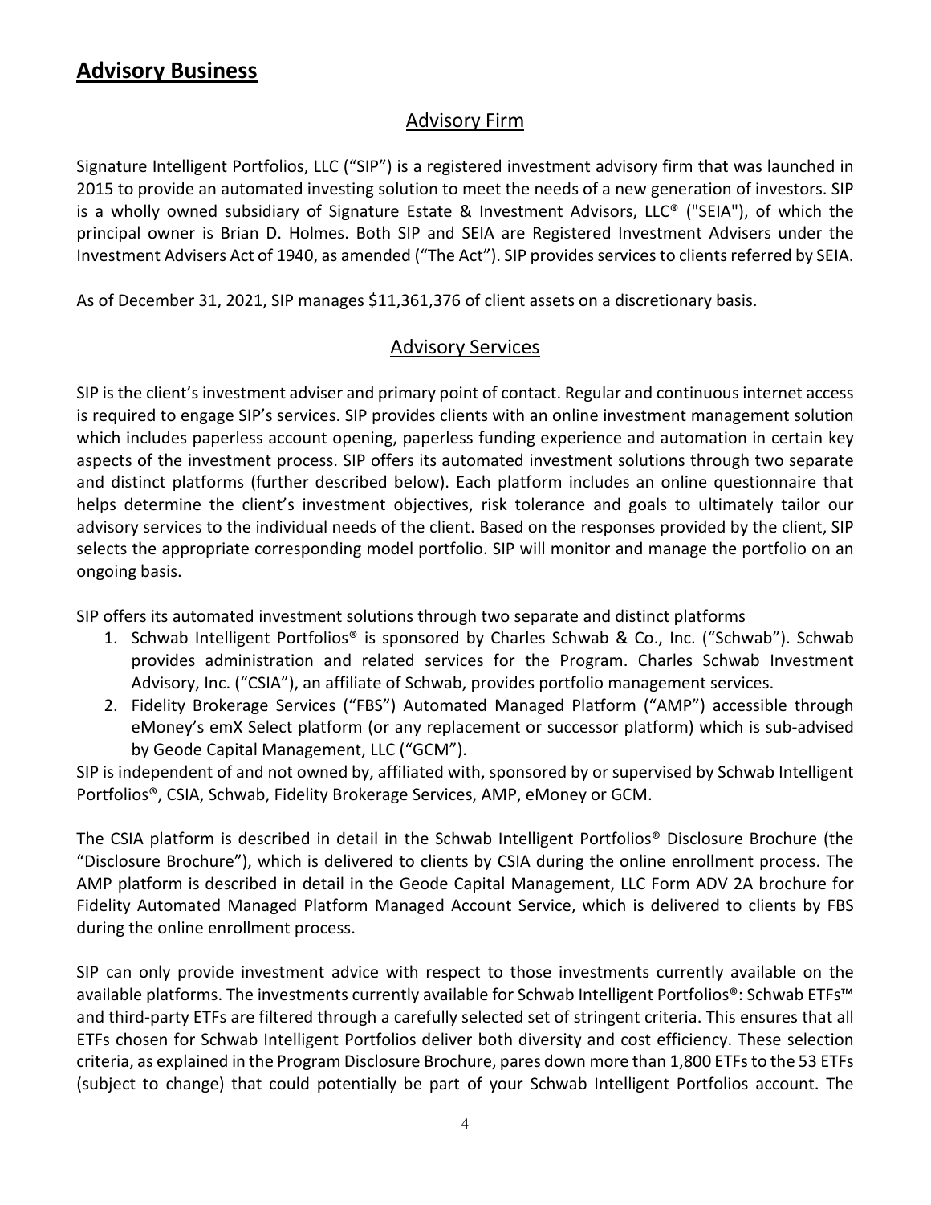## Advisory Business

### Advisory Firm

Signature Intelligent Portfolios, LLC ("SIP") is a registered investment advisory firm that was launched in 2015 to provide an automated investing solution to meet the needs of a new generation of investors. SIP is a wholly owned subsidiary of Signature Estate & Investment Advisors, LLC® ("SEIA"), of which the principal owner is Brian D. Holmes. Both SIP and SEIA are Registered Investment Advisers under the Investment Advisers Act of 1940, as amended ("The Act"). SIP provides services to clients referred by SEIA.

As of December 31, 2021, SIP manages $11,361,376 of client assets on a discretionary basis.

### Advisory Services

SIP is the client's investment adviser and primary point of contact. Regular and continuous internet access is required to engage SIP's services. SIP provides clients with an online investment management solution which includes paperless account opening, paperless funding experience and automation in certain key aspects of the investment process. SIP offers its automated investment solutions through two separate and distinct platforms (further described below). Each platform includes an online questionnaire that helps determine the client's investment objectives, risk tolerance and goals to ultimately tailor our advisory services to the individual needs of the client. Based on the responses provided by the client, SIP selects the appropriate corresponding model portfolio. SIP will monitor and manage the portfolio on an ongoing basis.

SIP offers its automated investment solutions through two separate and distinct platforms

1. Schwab Intelligent Portfolios® is sponsored by Charles Schwab & Co., Inc. ("Schwab"). Schwab provides administration and related services for the Program. Charles Schwab Investment Advisory, Inc. ("CSIA"), an affiliate of Schwab, provides portfolio management services.
2. Fidelity Brokerage Services ("FBS") Automated Managed Platform ("AMP") accessible through eMoney's emX Select platform (or any replacement or successor platform) which is sub-advised by Geode Capital Management, LLC ("GCM").

SIP is independent of and not owned by, affiliated with, sponsored by or supervised by Schwab Intelligent Portfolios®, CSIA, Schwab, Fidelity Brokerage Services, AMP, eMoney or GCM.

The CSIA platform is described in detail in the Schwab Intelligent Portfolios® Disclosure Brochure (the "Disclosure Brochure"), which is delivered to clients by CSIA during the online enrollment process. The AMP platform is described in detail in the Geode Capital Management, LLC Form ADV 2A brochure for Fidelity Automated Managed Platform Managed Account Service, which is delivered to clients by FBS during the online enrollment process.

SIP can only provide investment advice with respect to those investments currently available on the available platforms. The investments currently available for Schwab Intelligent Portfolios®: Schwab ETFs™ and third-party ETFs are filtered through a carefully selected set of stringent criteria. This ensures that all ETFs chosen for Schwab Intelligent Portfolios deliver both diversity and cost efficiency. These selection criteria, as explained in the Program Disclosure Brochure, pares down more than 1,800 ETFs to the 53 ETFs (subject to change) that could potentially be part of your Schwab Intelligent Portfolios account. The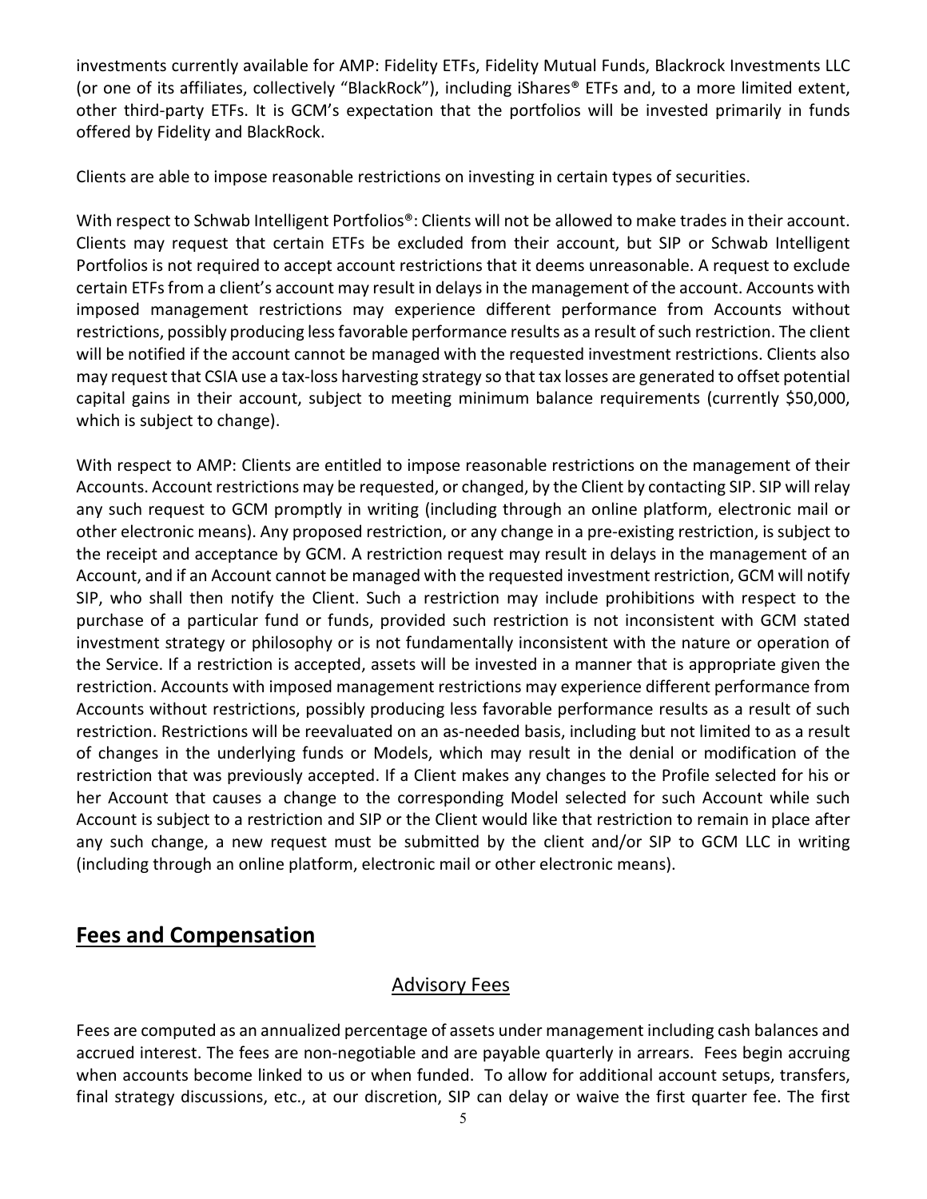investments currently available for AMP: Fidelity ETFs, Fidelity Mutual Funds, Blackrock Investments LLC (or one of its affiliates, collectively "BlackRock"), including iShares® ETFs and, to a more limited extent, other third-party ETFs. It is GCM's expectation that the portfolios will be invested primarily in funds offered by Fidelity and BlackRock.

Clients are able to impose reasonable restrictions on investing in certain types of securities.

With respect to Schwab Intelligent Portfolios®: Clients will not be allowed to make trades in their account. Clients may request that certain ETFs be excluded from their account, but SIP or Schwab Intelligent Portfolios is not required to accept account restrictions that it deems unreasonable. A request to exclude certain ETFs from a client's account may result in delays in the management of the account. Accounts with imposed management restrictions may experience different performance from Accounts without restrictions, possibly producing less favorable performance results as a result of such restriction. The client will be notified if the account cannot be managed with the requested investment restrictions. Clients also may request that CSIA use a tax-loss harvesting strategy so that tax losses are generated to offset potential capital gains in their account, subject to meeting minimum balance requirements (currently $50,000, which is subject to change).

With respect to AMP: Clients are entitled to impose reasonable restrictions on the management of their Accounts. Account restrictions may be requested, or changed, by the Client by contacting SIP. SIP will relay any such request to GCM promptly in writing (including through an online platform, electronic mail or other electronic means). Any proposed restriction, or any change in a pre-existing restriction, is subject to the receipt and acceptance by GCM. A restriction request may result in delays in the management of an Account, and if an Account cannot be managed with the requested investment restriction, GCM will notify SIP, who shall then notify the Client. Such a restriction may include prohibitions with respect to the purchase of a particular fund or funds, provided such restriction is not inconsistent with GCM stated investment strategy or philosophy or is not fundamentally inconsistent with the nature or operation of the Service. If a restriction is accepted, assets will be invested in a manner that is appropriate given the restriction. Accounts with imposed management restrictions may experience different performance from Accounts without restrictions, possibly producing less favorable performance results as a result of such restriction. Restrictions will be reevaluated on an as-needed basis, including but not limited to as a result of changes in the underlying funds or Models, which may result in the denial or modification of the restriction that was previously accepted. If a Client makes any changes to the Profile selected for his or her Account that causes a change to the corresponding Model selected for such Account while such Account is subject to a restriction and SIP or the Client would like that restriction to remain in place after any such change, a new request must be submitted by the client and/or SIP to GCM LLC in writing (including through an online platform, electronic mail or other electronic means).

## Fees and Compensation

### Advisory Fees

Fees are computed as an annualized percentage of assets under management including cash balances and accrued interest. The fees are non-negotiable and are payable quarterly in arrears. Fees begin accruing when accounts become linked to us or when funded. To allow for additional account setups, transfers, final strategy discussions, etc., at our discretion, SIP can delay or waive the first quarter fee. The first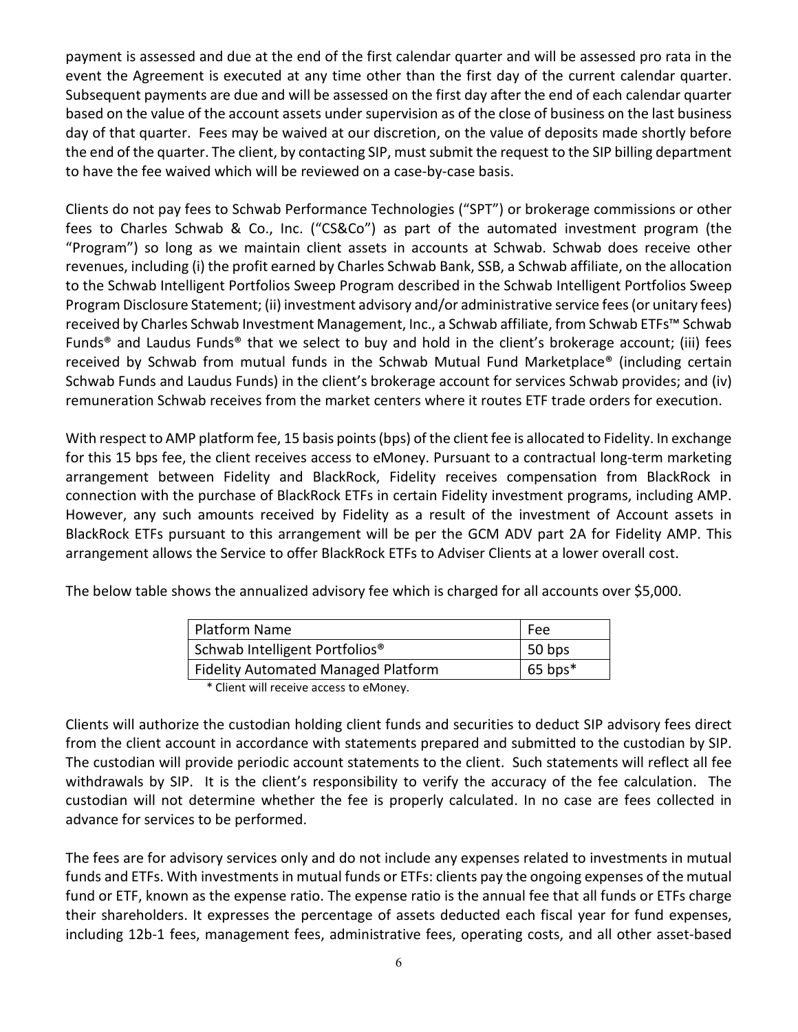payment is assessed and due at the end of the first calendar quarter and will be assessed pro rata in the event the Agreement is executed at any time other than the first day of the current calendar quarter. Subsequent payments are due and will be assessed on the first day after the end of each calendar quarter based on the value of the account assets under supervision as of the close of business on the last business day of that quarter. Fees may be waived at our discretion, on the value of deposits made shortly before the end of the quarter. The client, by contacting SIP, must submit the request to the SIP billing department to have the fee waived which will be reviewed on a case-by-case basis.

Clients do not pay fees to Schwab Performance Technologies ("SPT") or brokerage commissions or other fees to Charles Schwab & Co., Inc. ("CS&Co") as part of the automated investment program (the "Program") so long as we maintain client assets in accounts at Schwab. Schwab does receive other revenues, including (i) the profit earned by Charles Schwab Bank, SSB, a Schwab affiliate, on the allocation to the Schwab Intelligent Portfolios Sweep Program described in the Schwab Intelligent Portfolios Sweep Program Disclosure Statement; (ii) investment advisory and/or administrative service fees (or unitary fees) received by Charles Schwab Investment Management, Inc., a Schwab affiliate, from Schwab ETFs™ Schwab Funds® and Laudus Funds® that we select to buy and hold in the client's brokerage account; (iii) fees received by Schwab from mutual funds in the Schwab Mutual Fund Marketplace® (including certain Schwab Funds and Laudus Funds) in the client's brokerage account for services Schwab provides; and (iv) remuneration Schwab receives from the market centers where it routes ETF trade orders for execution.

With respect to AMP platform fee, 15 basis points (bps) of the client fee is allocated to Fidelity. In exchange for this 15 bps fee, the client receives access to eMoney. Pursuant to a contractual long-term marketing arrangement between Fidelity and BlackRock, Fidelity receives compensation from BlackRock in connection with the purchase of BlackRock ETFs in certain Fidelity investment programs, including AMP. However, any such amounts received by Fidelity as a result of the investment of Account assets in BlackRock ETFs pursuant to this arrangement will be per the GCM ADV part 2A for Fidelity AMP. This arrangement allows the Service to offer BlackRock ETFs to Adviser Clients at a lower overall cost.

The below table shows the annualized advisory fee which is charged for all accounts over $5,000.

| Platform Name | Fee |
|---|---|
| Schwab Intelligent Portfolios® | 50 bps |
| Fidelity Automated Managed Platform | 65 bps* |

\* Client will receive access to eMoney.

Clients will authorize the custodian holding client funds and securities to deduct SIP advisory fees direct from the client account in accordance with statements prepared and submitted to the custodian by SIP. The custodian will provide periodic account statements to the client. Such statements will reflect all fee withdrawals by SIP. It is the client's responsibility to verify the accuracy of the fee calculation. The custodian will not determine whether the fee is properly calculated. In no case are fees collected in advance for services to be performed.

The fees are for advisory services only and do not include any expenses related to investments in mutual funds and ETFs. With investments in mutual funds or ETFs: clients pay the ongoing expenses of the mutual fund or ETF, known as the expense ratio. The expense ratio is the annual fee that all funds or ETFs charge their shareholders. It expresses the percentage of assets deducted each fiscal year for fund expenses, including 12b-1 fees, management fees, administrative fees, operating costs, and all other asset-based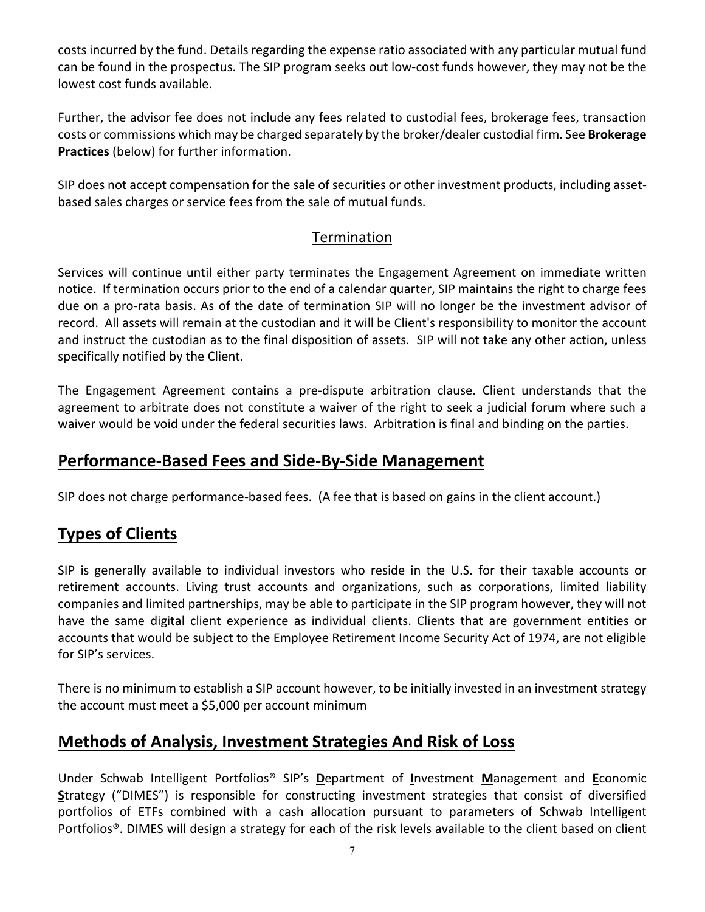costs incurred by the fund. Details regarding the expense ratio associated with any particular mutual fund can be found in the prospectus. The SIP program seeks out low-cost funds however, they may not be the lowest cost funds available.

Further, the advisor fee does not include any fees related to custodial fees, brokerage fees, transaction costs or commissions which may be charged separately by the broker/dealer custodial firm. See **Brokerage Practices** (below) for further information.

SIP does not accept compensation for the sale of securities or other investment products, including asset-based sales charges or service fees from the sale of mutual funds.

### Termination

Services will continue until either party terminates the Engagement Agreement on immediate written notice. If termination occurs prior to the end of a calendar quarter, SIP maintains the right to charge fees due on a pro-rata basis. As of the date of termination SIP will no longer be the investment advisor of record. All assets will remain at the custodian and it will be Client's responsibility to monitor the account and instruct the custodian as to the final disposition of assets. SIP will not take any other action, unless specifically notified by the Client.

The Engagement Agreement contains a pre-dispute arbitration clause. Client understands that the agreement to arbitrate does not constitute a waiver of the right to seek a judicial forum where such a waiver would be void under the federal securities laws. Arbitration is final and binding on the parties.

## Performance-Based Fees and Side-By-Side Management

SIP does not charge performance-based fees. (A fee that is based on gains in the client account.)

## Types of Clients

SIP is generally available to individual investors who reside in the U.S. for their taxable accounts or retirement accounts. Living trust accounts and organizations, such as corporations, limited liability companies and limited partnerships, may be able to participate in the SIP program however, they will not have the same digital client experience as individual clients. Clients that are government entities or accounts that would be subject to the Employee Retirement Income Security Act of 1974, are not eligible for SIP's services.

There is no minimum to establish a SIP account however, to be initially invested in an investment strategy the account must meet a $5,000 per account minimum

## Methods of Analysis, Investment Strategies And Risk of Loss

Under Schwab Intelligent Portfolios® SIP's **D**epartment of **I**nvestment **M**anagement and **E**conomic **S**trategy ("DIMES") is responsible for constructing investment strategies that consist of diversified portfolios of ETFs combined with a cash allocation pursuant to parameters of Schwab Intelligent Portfolios®. DIMES will design a strategy for each of the risk levels available to the client based on client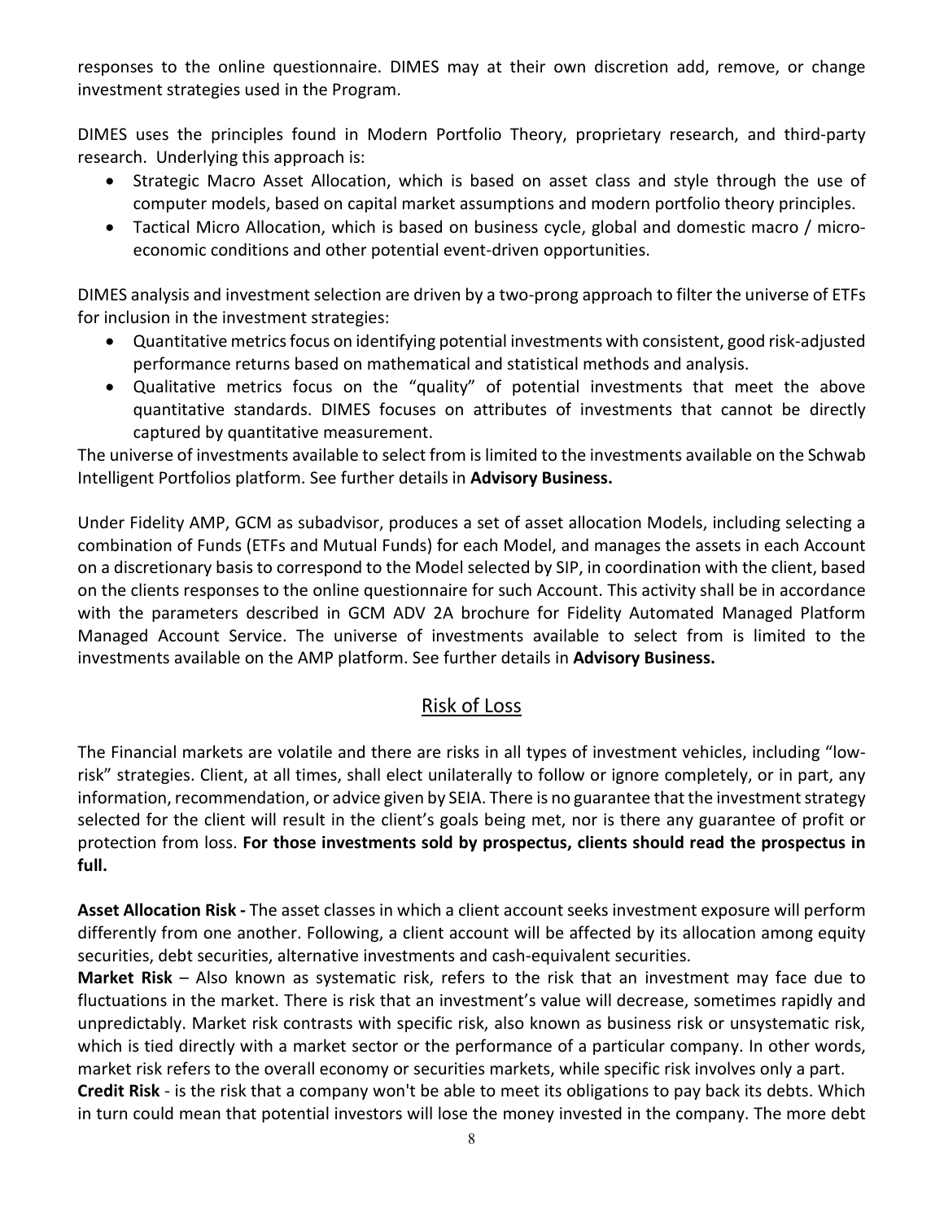responses to the online questionnaire. DIMES may at their own discretion add, remove, or change investment strategies used in the Program.

DIMES uses the principles found in Modern Portfolio Theory, proprietary research, and third-party research. Underlying this approach is:

- Strategic Macro Asset Allocation, which is based on asset class and style through the use of computer models, based on capital market assumptions and modern portfolio theory principles.
- Tactical Micro Allocation, which is based on business cycle, global and domestic macro / micro-economic conditions and other potential event-driven opportunities.

DIMES analysis and investment selection are driven by a two-prong approach to filter the universe of ETFs for inclusion in the investment strategies:

- Quantitative metrics focus on identifying potential investments with consistent, good risk-adjusted performance returns based on mathematical and statistical methods and analysis.
- Qualitative metrics focus on the "quality" of potential investments that meet the above quantitative standards. DIMES focuses on attributes of investments that cannot be directly captured by quantitative measurement.

The universe of investments available to select from is limited to the investments available on the Schwab Intelligent Portfolios platform. See further details in **Advisory Business.**

Under Fidelity AMP, GCM as subadvisor, produces a set of asset allocation Models, including selecting a combination of Funds (ETFs and Mutual Funds) for each Model, and manages the assets in each Account on a discretionary basis to correspond to the Model selected by SIP, in coordination with the client, based on the clients responses to the online questionnaire for such Account. This activity shall be in accordance with the parameters described in GCM ADV 2A brochure for Fidelity Automated Managed Platform Managed Account Service. The universe of investments available to select from is limited to the investments available on the AMP platform. See further details in **Advisory Business.**

## Risk of Loss

The Financial markets are volatile and there are risks in all types of investment vehicles, including "low-risk" strategies. Client, at all times, shall elect unilaterally to follow or ignore completely, or in part, any information, recommendation, or advice given by SEIA. There is no guarantee that the investment strategy selected for the client will result in the client's goals being met, nor is there any guarantee of profit or protection from loss. **For those investments sold by prospectus, clients should read the prospectus in full.**

**Asset Allocation Risk -** The asset classes in which a client account seeks investment exposure will perform differently from one another. Following, a client account will be affected by its allocation among equity securities, debt securities, alternative investments and cash-equivalent securities.

**Market Risk** – Also known as systematic risk, refers to the risk that an investment may face due to fluctuations in the market. There is risk that an investment's value will decrease, sometimes rapidly and unpredictably. Market risk contrasts with specific risk, also known as business risk or unsystematic risk, which is tied directly with a market sector or the performance of a particular company. In other words, market risk refers to the overall economy or securities markets, while specific risk involves only a part.

**Credit Risk** - is the risk that a company won't be able to meet its obligations to pay back its debts. Which in turn could mean that potential investors will lose the money invested in the company. The more debt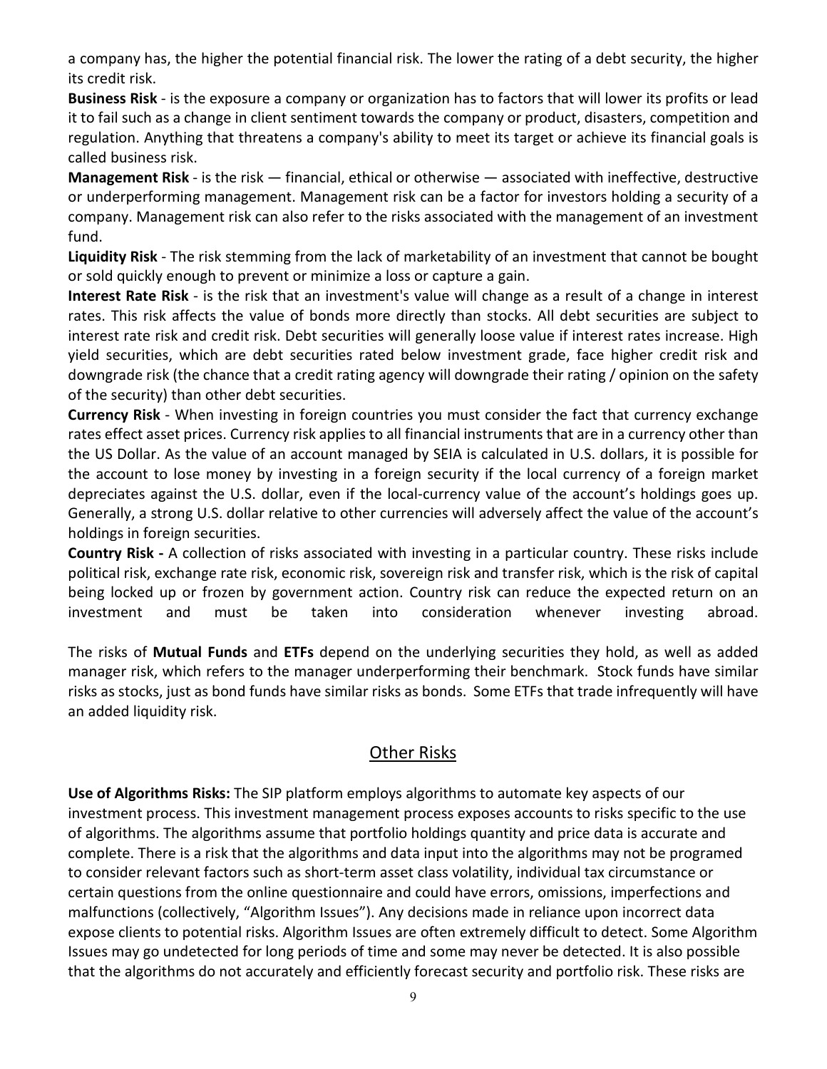a company has, the higher the potential financial risk. The lower the rating of a debt security, the higher its credit risk.

**Business Risk** - is the exposure a company or organization has to factors that will lower its profits or lead it to fail such as a change in client sentiment towards the company or product, disasters, competition and regulation. Anything that threatens a company's ability to meet its target or achieve its financial goals is called business risk.

**Management Risk** - is the risk — financial, ethical or otherwise — associated with ineffective, destructive or underperforming management. Management risk can be a factor for investors holding a security of a company. Management risk can also refer to the risks associated with the management of an investment fund.

**Liquidity Risk** - The risk stemming from the lack of marketability of an investment that cannot be bought or sold quickly enough to prevent or minimize a loss or capture a gain.

**Interest Rate Risk** - is the risk that an investment's value will change as a result of a change in interest rates. This risk affects the value of bonds more directly than stocks. All debt securities are subject to interest rate risk and credit risk. Debt securities will generally loose value if interest rates increase. High yield securities, which are debt securities rated below investment grade, face higher credit risk and downgrade risk (the chance that a credit rating agency will downgrade their rating / opinion on the safety of the security) than other debt securities.

**Currency Risk** - When investing in foreign countries you must consider the fact that currency exchange rates effect asset prices. Currency risk applies to all financial instruments that are in a currency other than the US Dollar. As the value of an account managed by SEIA is calculated in U.S. dollars, it is possible for the account to lose money by investing in a foreign security if the local currency of a foreign market depreciates against the U.S. dollar, even if the local-currency value of the account's holdings goes up. Generally, a strong U.S. dollar relative to other currencies will adversely affect the value of the account's holdings in foreign securities.

**Country Risk -** A collection of risks associated with investing in a particular country. These risks include political risk, exchange rate risk, economic risk, sovereign risk and transfer risk, which is the risk of capital being locked up or frozen by government action. Country risk can reduce the expected return on an investment and must be taken into consideration whenever investing abroad.

The risks of **Mutual Funds** and **ETFs** depend on the underlying securities they hold, as well as added manager risk, which refers to the manager underperforming their benchmark. Stock funds have similar risks as stocks, just as bond funds have similar risks as bonds. Some ETFs that trade infrequently will have an added liquidity risk.

## Other Risks

**Use of Algorithms Risks:** The SIP platform employs algorithms to automate key aspects of our investment process. This investment management process exposes accounts to risks specific to the use of algorithms. The algorithms assume that portfolio holdings quantity and price data is accurate and complete. There is a risk that the algorithms and data input into the algorithms may not be programed to consider relevant factors such as short-term asset class volatility, individual tax circumstance or certain questions from the online questionnaire and could have errors, omissions, imperfections and malfunctions (collectively, "Algorithm Issues"). Any decisions made in reliance upon incorrect data expose clients to potential risks. Algorithm Issues are often extremely difficult to detect. Some Algorithm Issues may go undetected for long periods of time and some may never be detected. It is also possible that the algorithms do not accurately and efficiently forecast security and portfolio risk. These risks are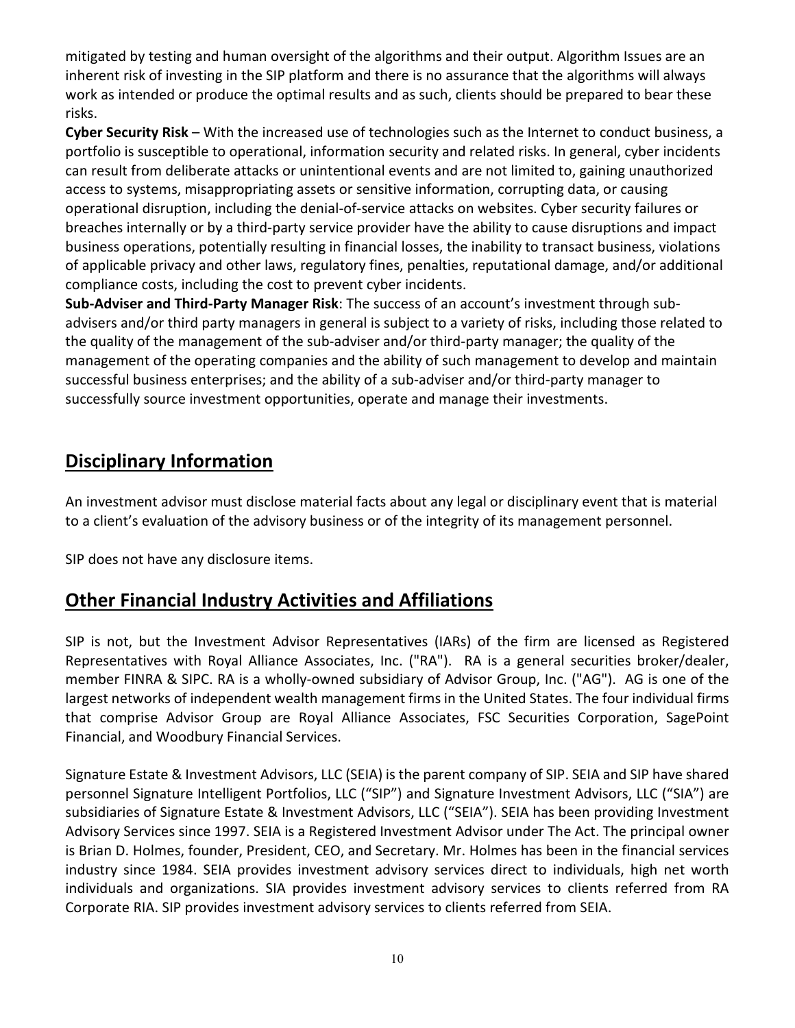mitigated by testing and human oversight of the algorithms and their output. Algorithm Issues are an inherent risk of investing in the SIP platform and there is no assurance that the algorithms will always work as intended or produce the optimal results and as such, clients should be prepared to bear these risks.

**Cyber Security Risk** – With the increased use of technologies such as the Internet to conduct business, a portfolio is susceptible to operational, information security and related risks. In general, cyber incidents can result from deliberate attacks or unintentional events and are not limited to, gaining unauthorized access to systems, misappropriating assets or sensitive information, corrupting data, or causing operational disruption, including the denial-of-service attacks on websites. Cyber security failures or breaches internally or by a third-party service provider have the ability to cause disruptions and impact business operations, potentially resulting in financial losses, the inability to transact business, violations of applicable privacy and other laws, regulatory fines, penalties, reputational damage, and/or additional compliance costs, including the cost to prevent cyber incidents.

**Sub-Adviser and Third-Party Manager Risk**: The success of an account's investment through sub-advisers and/or third party managers in general is subject to a variety of risks, including those related to the quality of the management of the sub-adviser and/or third-party manager; the quality of the management of the operating companies and the ability of such management to develop and maintain successful business enterprises; and the ability of a sub-adviser and/or third-party manager to successfully source investment opportunities, operate and manage their investments.

## Disciplinary Information

An investment advisor must disclose material facts about any legal or disciplinary event that is material to a client's evaluation of the advisory business or of the integrity of its management personnel.

SIP does not have any disclosure items.

## Other Financial Industry Activities and Affiliations

SIP is not, but the Investment Advisor Representatives (IARs) of the firm are licensed as Registered Representatives with Royal Alliance Associates, Inc. ("RA"). RA is a general securities broker/dealer, member FINRA & SIPC. RA is a wholly-owned subsidiary of Advisor Group, Inc. ("AG"). AG is one of the largest networks of independent wealth management firms in the United States. The four individual firms that comprise Advisor Group are Royal Alliance Associates, FSC Securities Corporation, SagePoint Financial, and Woodbury Financial Services.

Signature Estate & Investment Advisors, LLC (SEIA) is the parent company of SIP. SEIA and SIP have shared personnel Signature Intelligent Portfolios, LLC ("SIP") and Signature Investment Advisors, LLC ("SIA") are subsidiaries of Signature Estate & Investment Advisors, LLC ("SEIA"). SEIA has been providing Investment Advisory Services since 1997. SEIA is a Registered Investment Advisor under The Act. The principal owner is Brian D. Holmes, founder, President, CEO, and Secretary. Mr. Holmes has been in the financial services industry since 1984. SEIA provides investment advisory services direct to individuals, high net worth individuals and organizations. SIA provides investment advisory services to clients referred from RA Corporate RIA. SIP provides investment advisory services to clients referred from SEIA.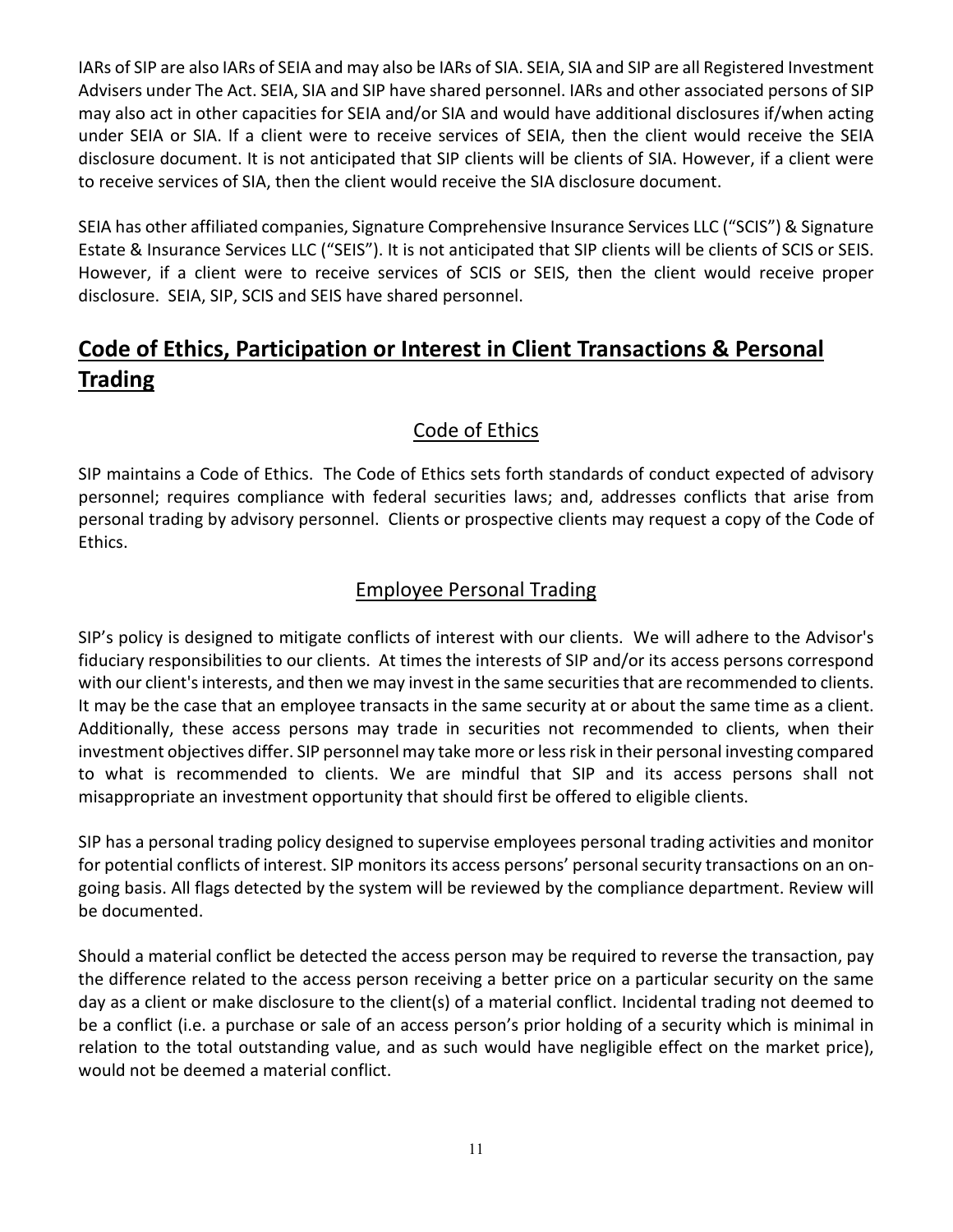IARs of SIP are also IARs of SEIA and may also be IARs of SIA. SEIA, SIA and SIP are all Registered Investment Advisers under The Act. SEIA, SIA and SIP have shared personnel. IARs and other associated persons of SIP may also act in other capacities for SEIA and/or SIA and would have additional disclosures if/when acting under SEIA or SIA. If a client were to receive services of SEIA, then the client would receive the SEIA disclosure document. It is not anticipated that SIP clients will be clients of SIA. However, if a client were to receive services of SIA, then the client would receive the SIA disclosure document.

SEIA has other affiliated companies, Signature Comprehensive Insurance Services LLC ("SCIS") & Signature Estate & Insurance Services LLC ("SEIS"). It is not anticipated that SIP clients will be clients of SCIS or SEIS. However, if a client were to receive services of SCIS or SEIS, then the client would receive proper disclosure. SEIA, SIP, SCIS and SEIS have shared personnel.

## Code of Ethics, Participation or Interest in Client Transactions & Personal Trading

### Code of Ethics

SIP maintains a Code of Ethics. The Code of Ethics sets forth standards of conduct expected of advisory personnel; requires compliance with federal securities laws; and, addresses conflicts that arise from personal trading by advisory personnel. Clients or prospective clients may request a copy of the Code of Ethics.

### Employee Personal Trading

SIP's policy is designed to mitigate conflicts of interest with our clients. We will adhere to the Advisor's fiduciary responsibilities to our clients. At times the interests of SIP and/or its access persons correspond with our client's interests, and then we may invest in the same securities that are recommended to clients. It may be the case that an employee transacts in the same security at or about the same time as a client. Additionally, these access persons may trade in securities not recommended to clients, when their investment objectives differ. SIP personnel may take more or less risk in their personal investing compared to what is recommended to clients. We are mindful that SIP and its access persons shall not misappropriate an investment opportunity that should first be offered to eligible clients.

SIP has a personal trading policy designed to supervise employees personal trading activities and monitor for potential conflicts of interest. SIP monitors its access persons' personal security transactions on an on-going basis. All flags detected by the system will be reviewed by the compliance department. Review will be documented.

Should a material conflict be detected the access person may be required to reverse the transaction, pay the difference related to the access person receiving a better price on a particular security on the same day as a client or make disclosure to the client(s) of a material conflict. Incidental trading not deemed to be a conflict (i.e. a purchase or sale of an access person's prior holding of a security which is minimal in relation to the total outstanding value, and as such would have negligible effect on the market price), would not be deemed a material conflict.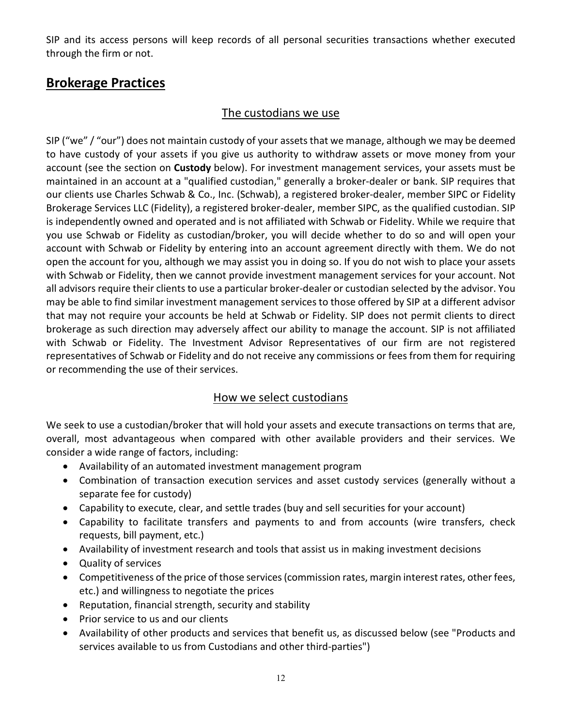SIP and its access persons will keep records of all personal securities transactions whether executed through the firm or not.

## Brokerage Practices

### The custodians we use

SIP ("we" / "our") does not maintain custody of your assets that we manage, although we may be deemed to have custody of your assets if you give us authority to withdraw assets or move money from your account (see the section on **Custody** below). For investment management services, your assets must be maintained in an account at a "qualified custodian," generally a broker-dealer or bank. SIP requires that our clients use Charles Schwab & Co., Inc. (Schwab), a registered broker-dealer, member SIPC or Fidelity Brokerage Services LLC (Fidelity), a registered broker-dealer, member SIPC, as the qualified custodian. SIP is independently owned and operated and is not affiliated with Schwab or Fidelity. While we require that you use Schwab or Fidelity as custodian/broker, you will decide whether to do so and will open your account with Schwab or Fidelity by entering into an account agreement directly with them. We do not open the account for you, although we may assist you in doing so. If you do not wish to place your assets with Schwab or Fidelity, then we cannot provide investment management services for your account. Not all advisors require their clients to use a particular broker-dealer or custodian selected by the advisor. You may be able to find similar investment management services to those offered by SIP at a different advisor that may not require your accounts be held at Schwab or Fidelity. SIP does not permit clients to direct brokerage as such direction may adversely affect our ability to manage the account. SIP is not affiliated with Schwab or Fidelity. The Investment Advisor Representatives of our firm are not registered representatives of Schwab or Fidelity and do not receive any commissions or fees from them for requiring or recommending the use of their services.

### How we select custodians

We seek to use a custodian/broker that will hold your assets and execute transactions on terms that are, overall, most advantageous when compared with other available providers and their services. We consider a wide range of factors, including:

- Availability of an automated investment management program
- Combination of transaction execution services and asset custody services (generally without a separate fee for custody)
- Capability to execute, clear, and settle trades (buy and sell securities for your account)
- Capability to facilitate transfers and payments to and from accounts (wire transfers, check requests, bill payment, etc.)
- Availability of investment research and tools that assist us in making investment decisions
- Quality of services
- Competitiveness of the price of those services (commission rates, margin interest rates, other fees, etc.) and willingness to negotiate the prices
- Reputation, financial strength, security and stability
- Prior service to us and our clients
- Availability of other products and services that benefit us, as discussed below (see "Products and services available to us from Custodians and other third-parties")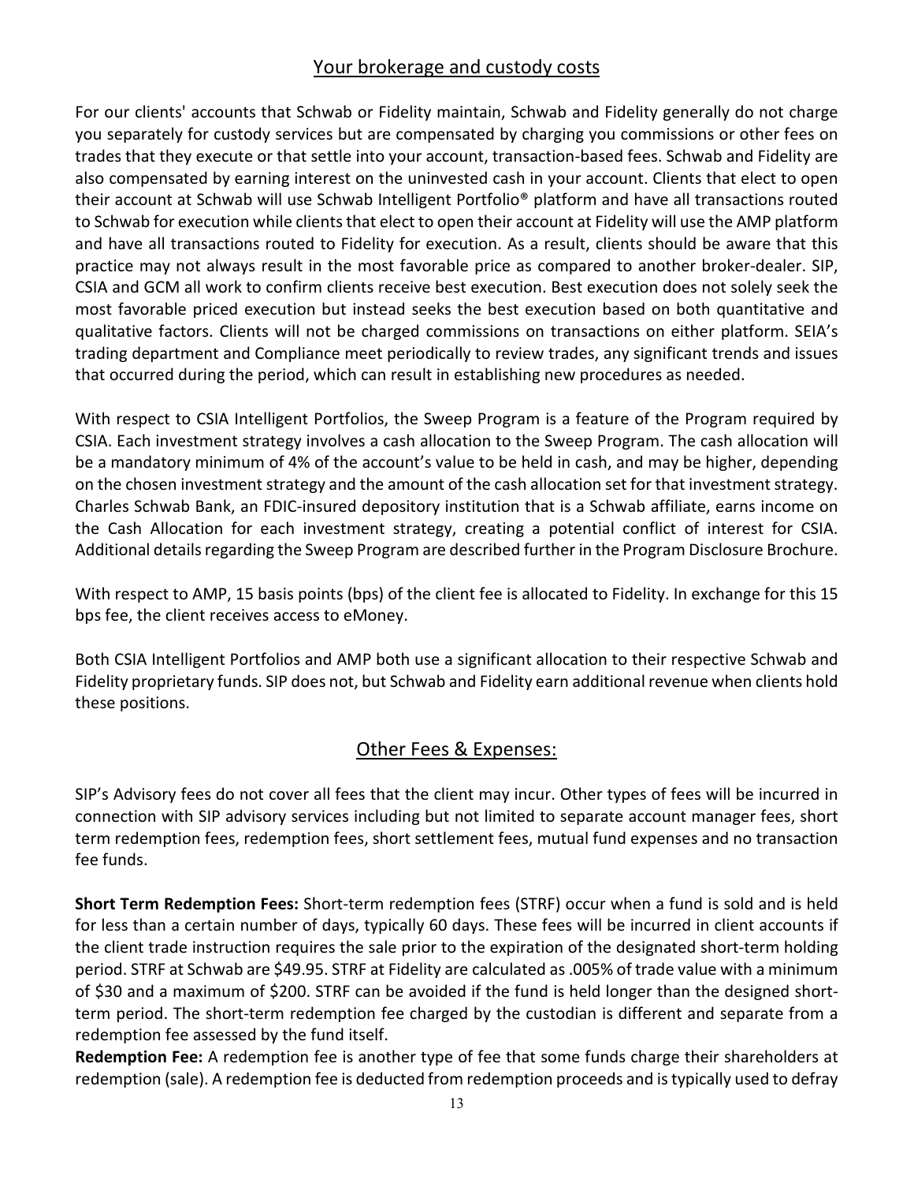## Your brokerage and custody costs

For our clients' accounts that Schwab or Fidelity maintain, Schwab and Fidelity generally do not charge you separately for custody services but are compensated by charging you commissions or other fees on trades that they execute or that settle into your account, transaction-based fees. Schwab and Fidelity are also compensated by earning interest on the uninvested cash in your account. Clients that elect to open their account at Schwab will use Schwab Intelligent Portfolio® platform and have all transactions routed to Schwab for execution while clients that elect to open their account at Fidelity will use the AMP platform and have all transactions routed to Fidelity for execution. As a result, clients should be aware that this practice may not always result in the most favorable price as compared to another broker-dealer. SIP, CSIA and GCM all work to confirm clients receive best execution. Best execution does not solely seek the most favorable priced execution but instead seeks the best execution based on both quantitative and qualitative factors. Clients will not be charged commissions on transactions on either platform. SEIA's trading department and Compliance meet periodically to review trades, any significant trends and issues that occurred during the period, which can result in establishing new procedures as needed.

With respect to CSIA Intelligent Portfolios, the Sweep Program is a feature of the Program required by CSIA. Each investment strategy involves a cash allocation to the Sweep Program. The cash allocation will be a mandatory minimum of 4% of the account's value to be held in cash, and may be higher, depending on the chosen investment strategy and the amount of the cash allocation set for that investment strategy. Charles Schwab Bank, an FDIC-insured depository institution that is a Schwab affiliate, earns income on the Cash Allocation for each investment strategy, creating a potential conflict of interest for CSIA. Additional details regarding the Sweep Program are described further in the Program Disclosure Brochure.

With respect to AMP, 15 basis points (bps) of the client fee is allocated to Fidelity. In exchange for this 15 bps fee, the client receives access to eMoney.

Both CSIA Intelligent Portfolios and AMP both use a significant allocation to their respective Schwab and Fidelity proprietary funds. SIP does not, but Schwab and Fidelity earn additional revenue when clients hold these positions.

## Other Fees & Expenses:

SIP's Advisory fees do not cover all fees that the client may incur. Other types of fees will be incurred in connection with SIP advisory services including but not limited to separate account manager fees, short term redemption fees, redemption fees, short settlement fees, mutual fund expenses and no transaction fee funds.

**Short Term Redemption Fees:** Short-term redemption fees (STRF) occur when a fund is sold and is held for less than a certain number of days, typically 60 days. These fees will be incurred in client accounts if the client trade instruction requires the sale prior to the expiration of the designated short-term holding period. STRF at Schwab are $49.95. STRF at Fidelity are calculated as .005% of trade value with a minimum of $30 and a maximum of $200. STRF can be avoided if the fund is held longer than the designed short-term period. The short-term redemption fee charged by the custodian is different and separate from a redemption fee assessed by the fund itself.

**Redemption Fee:** A redemption fee is another type of fee that some funds charge their shareholders at redemption (sale). A redemption fee is deducted from redemption proceeds and is typically used to defray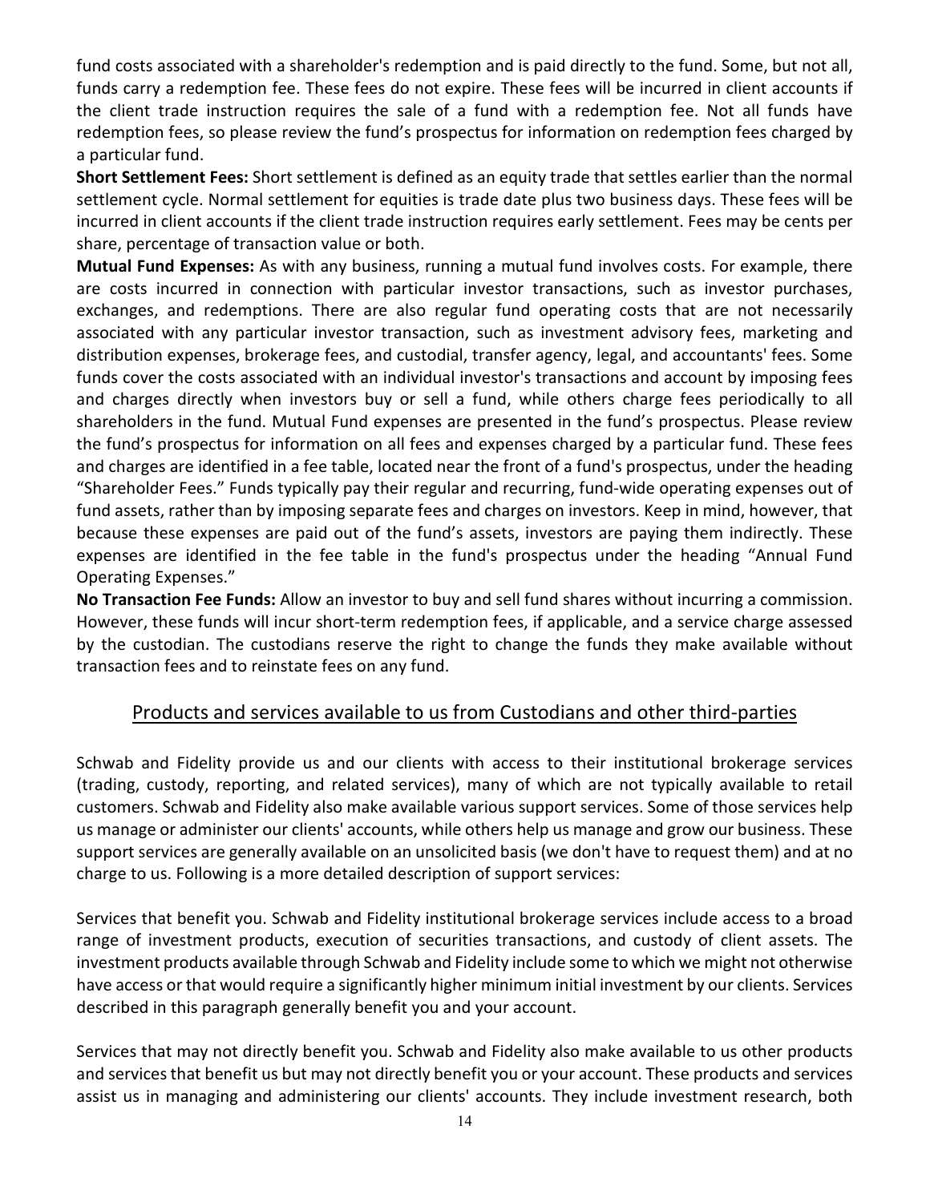fund costs associated with a shareholder's redemption and is paid directly to the fund. Some, but not all, funds carry a redemption fee. These fees do not expire. These fees will be incurred in client accounts if the client trade instruction requires the sale of a fund with a redemption fee. Not all funds have redemption fees, so please review the fund's prospectus for information on redemption fees charged by a particular fund.

**Short Settlement Fees:** Short settlement is defined as an equity trade that settles earlier than the normal settlement cycle. Normal settlement for equities is trade date plus two business days. These fees will be incurred in client accounts if the client trade instruction requires early settlement. Fees may be cents per share, percentage of transaction value or both.

**Mutual Fund Expenses:** As with any business, running a mutual fund involves costs. For example, there are costs incurred in connection with particular investor transactions, such as investor purchases, exchanges, and redemptions. There are also regular fund operating costs that are not necessarily associated with any particular investor transaction, such as investment advisory fees, marketing and distribution expenses, brokerage fees, and custodial, transfer agency, legal, and accountants' fees. Some funds cover the costs associated with an individual investor's transactions and account by imposing fees and charges directly when investors buy or sell a fund, while others charge fees periodically to all shareholders in the fund. Mutual Fund expenses are presented in the fund's prospectus. Please review the fund's prospectus for information on all fees and expenses charged by a particular fund. These fees and charges are identified in a fee table, located near the front of a fund's prospectus, under the heading "Shareholder Fees." Funds typically pay their regular and recurring, fund-wide operating expenses out of fund assets, rather than by imposing separate fees and charges on investors. Keep in mind, however, that because these expenses are paid out of the fund's assets, investors are paying them indirectly. These expenses are identified in the fee table in the fund's prospectus under the heading "Annual Fund Operating Expenses."

**No Transaction Fee Funds:** Allow an investor to buy and sell fund shares without incurring a commission. However, these funds will incur short-term redemption fees, if applicable, and a service charge assessed by the custodian. The custodians reserve the right to change the funds they make available without transaction fees and to reinstate fees on any fund.

## Products and services available to us from Custodians and other third-parties

Schwab and Fidelity provide us and our clients with access to their institutional brokerage services (trading, custody, reporting, and related services), many of which are not typically available to retail customers. Schwab and Fidelity also make available various support services. Some of those services help us manage or administer our clients' accounts, while others help us manage and grow our business. These support services are generally available on an unsolicited basis (we don't have to request them) and at no charge to us. Following is a more detailed description of support services:

Services that benefit you. Schwab and Fidelity institutional brokerage services include access to a broad range of investment products, execution of securities transactions, and custody of client assets. The investment products available through Schwab and Fidelity include some to which we might not otherwise have access or that would require a significantly higher minimum initial investment by our clients. Services described in this paragraph generally benefit you and your account.

Services that may not directly benefit you. Schwab and Fidelity also make available to us other products and services that benefit us but may not directly benefit you or your account. These products and services assist us in managing and administering our clients' accounts. They include investment research, both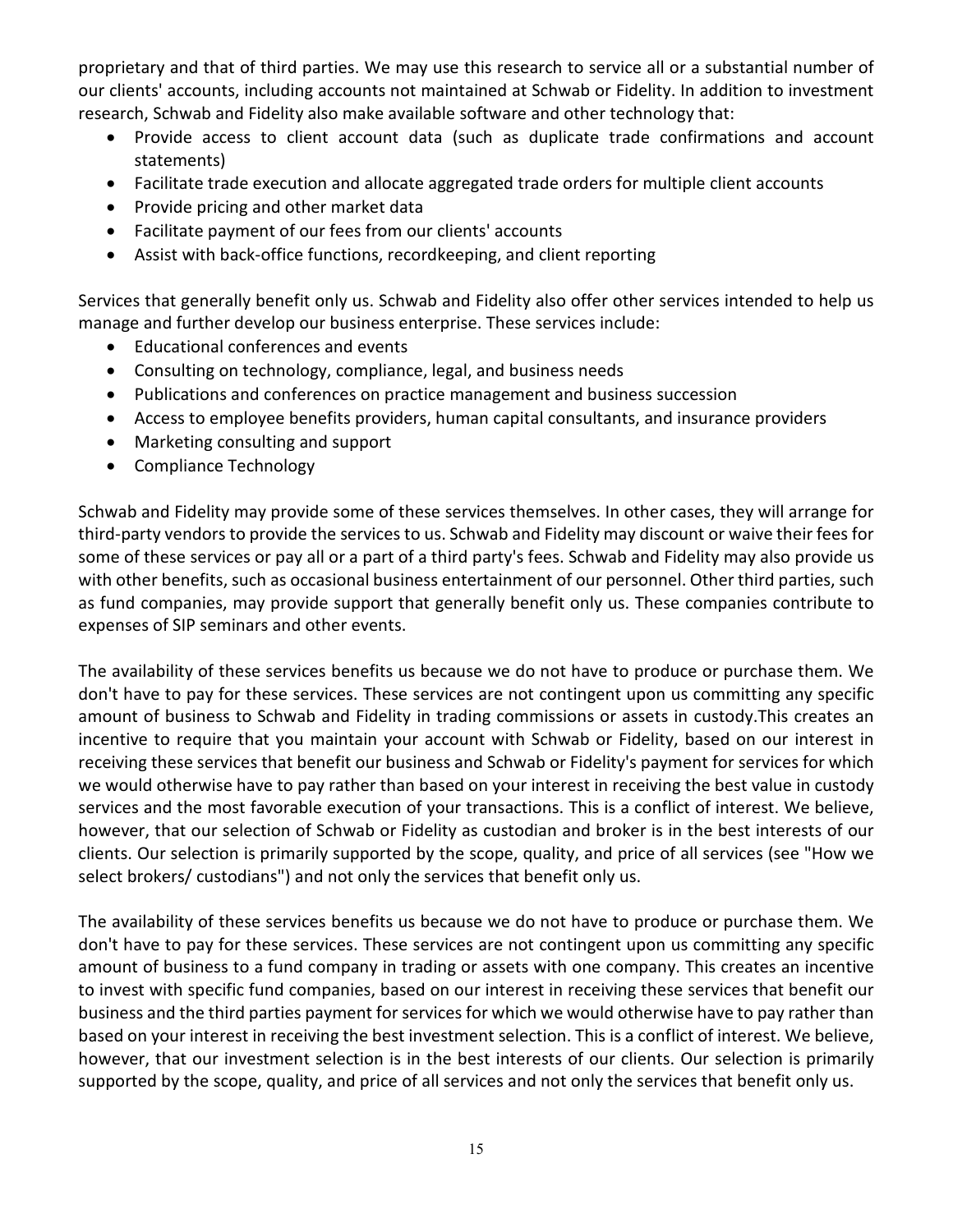proprietary and that of third parties. We may use this research to service all or a substantial number of our clients' accounts, including accounts not maintained at Schwab or Fidelity. In addition to investment research, Schwab and Fidelity also make available software and other technology that:

- Provide access to client account data (such as duplicate trade confirmations and account statements)
- Facilitate trade execution and allocate aggregated trade orders for multiple client accounts
- Provide pricing and other market data
- Facilitate payment of our fees from our clients' accounts
- Assist with back-office functions, recordkeeping, and client reporting

Services that generally benefit only us. Schwab and Fidelity also offer other services intended to help us manage and further develop our business enterprise. These services include:

- Educational conferences and events
- Consulting on technology, compliance, legal, and business needs
- Publications and conferences on practice management and business succession
- Access to employee benefits providers, human capital consultants, and insurance providers
- Marketing consulting and support
- Compliance Technology

Schwab and Fidelity may provide some of these services themselves. In other cases, they will arrange for third-party vendors to provide the services to us. Schwab and Fidelity may discount or waive their fees for some of these services or pay all or a part of a third party's fees. Schwab and Fidelity may also provide us with other benefits, such as occasional business entertainment of our personnel. Other third parties, such as fund companies, may provide support that generally benefit only us. These companies contribute to expenses of SIP seminars and other events.

The availability of these services benefits us because we do not have to produce or purchase them. We don't have to pay for these services. These services are not contingent upon us committing any specific amount of business to Schwab and Fidelity in trading commissions or assets in custody.This creates an incentive to require that you maintain your account with Schwab or Fidelity, based on our interest in receiving these services that benefit our business and Schwab or Fidelity's payment for services for which we would otherwise have to pay rather than based on your interest in receiving the best value in custody services and the most favorable execution of your transactions. This is a conflict of interest. We believe, however, that our selection of Schwab or Fidelity as custodian and broker is in the best interests of our clients. Our selection is primarily supported by the scope, quality, and price of all services (see "How we select brokers/ custodians") and not only the services that benefit only us.

The availability of these services benefits us because we do not have to produce or purchase them. We don't have to pay for these services. These services are not contingent upon us committing any specific amount of business to a fund company in trading or assets with one company. This creates an incentive to invest with specific fund companies, based on our interest in receiving these services that benefit our business and the third parties payment for services for which we would otherwise have to pay rather than based on your interest in receiving the best investment selection. This is a conflict of interest. We believe, however, that our investment selection is in the best interests of our clients. Our selection is primarily supported by the scope, quality, and price of all services and not only the services that benefit only us.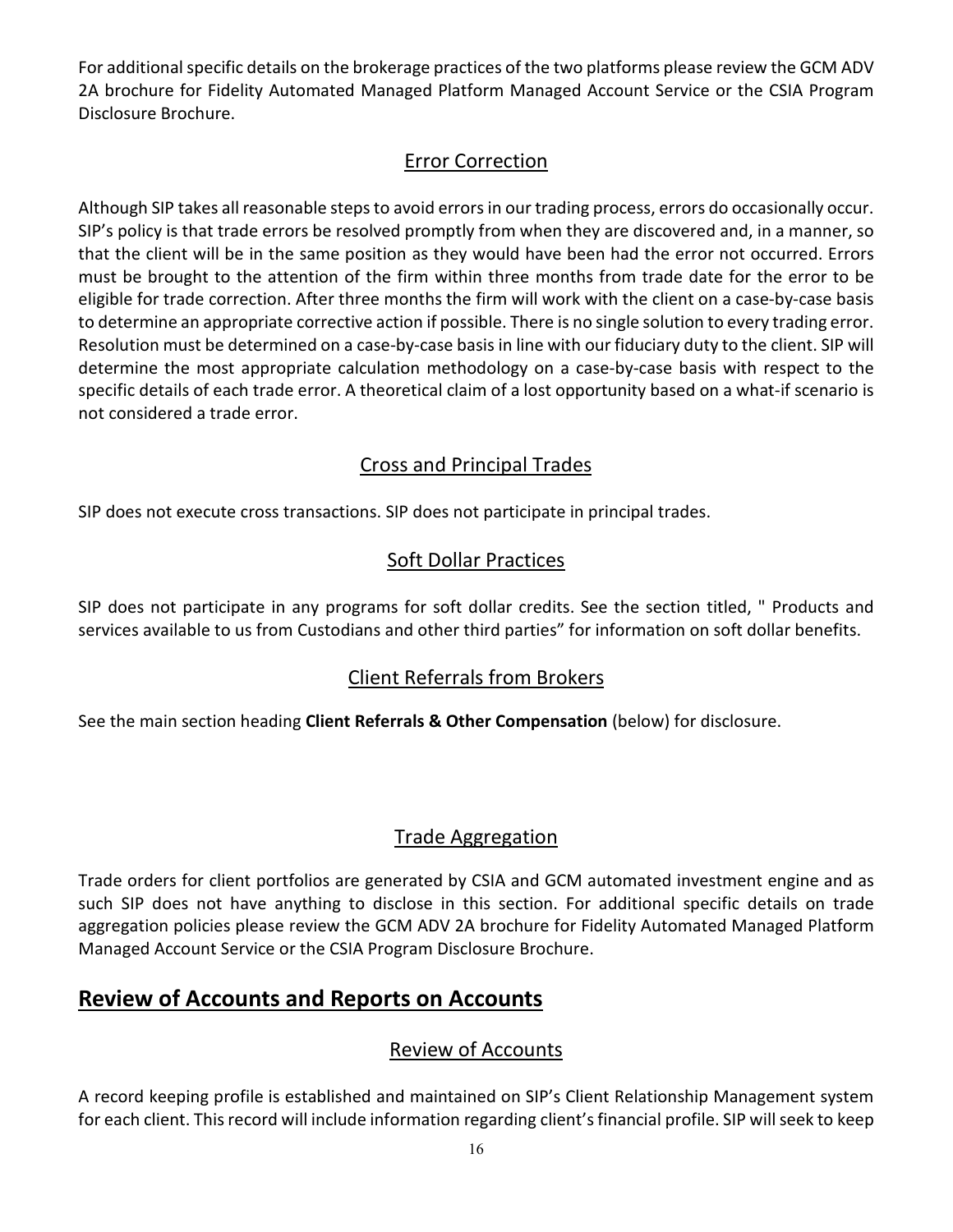For additional specific details on the brokerage practices of the two platforms please review the GCM ADV 2A brochure for Fidelity Automated Managed Platform Managed Account Service or the CSIA Program Disclosure Brochure.

### Error Correction

Although SIP takes all reasonable steps to avoid errors in our trading process, errors do occasionally occur. SIP's policy is that trade errors be resolved promptly from when they are discovered and, in a manner, so that the client will be in the same position as they would have been had the error not occurred. Errors must be brought to the attention of the firm within three months from trade date for the error to be eligible for trade correction. After three months the firm will work with the client on a case-by-case basis to determine an appropriate corrective action if possible. There is no single solution to every trading error. Resolution must be determined on a case-by-case basis in line with our fiduciary duty to the client. SIP will determine the most appropriate calculation methodology on a case-by-case basis with respect to the specific details of each trade error. A theoretical claim of a lost opportunity based on a what-if scenario is not considered a trade error.

### Cross and Principal Trades

SIP does not execute cross transactions. SIP does not participate in principal trades.

### Soft Dollar Practices

SIP does not participate in any programs for soft dollar credits. See the section titled, " Products and services available to us from Custodians and other third parties" for information on soft dollar benefits.

### Client Referrals from Brokers

See the main section heading **Client Referrals & Other Compensation** (below) for disclosure.

### Trade Aggregation

Trade orders for client portfolios are generated by CSIA and GCM automated investment engine and as such SIP does not have anything to disclose in this section. For additional specific details on trade aggregation policies please review the GCM ADV 2A brochure for Fidelity Automated Managed Platform Managed Account Service or the CSIA Program Disclosure Brochure.

## Review of Accounts and Reports on Accounts

### Review of Accounts

A record keeping profile is established and maintained on SIP's Client Relationship Management system for each client. This record will include information regarding client's financial profile. SIP will seek to keep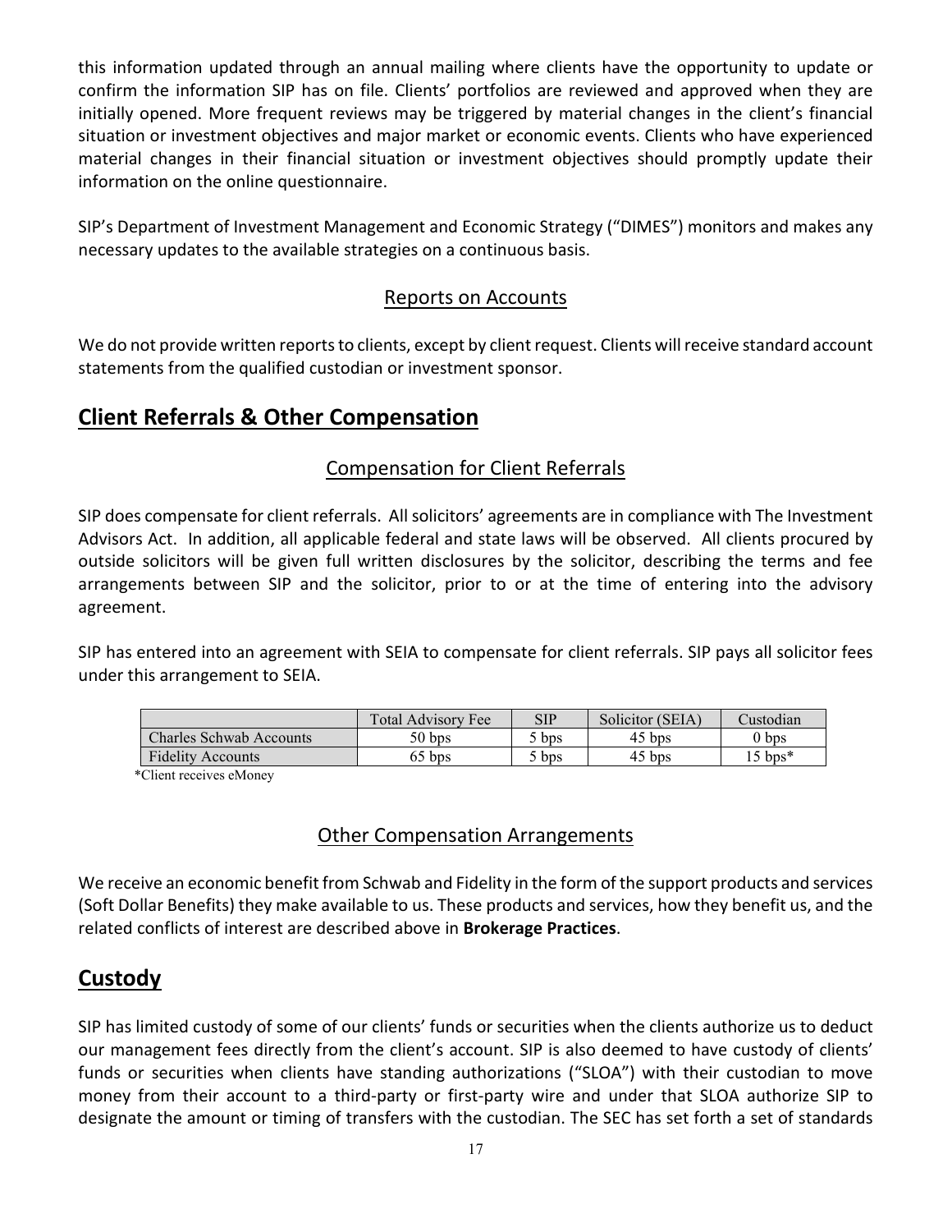this information updated through an annual mailing where clients have the opportunity to update or confirm the information SIP has on file. Clients' portfolios are reviewed and approved when they are initially opened. More frequent reviews may be triggered by material changes in the client's financial situation or investment objectives and major market or economic events. Clients who have experienced material changes in their financial situation or investment objectives should promptly update their information on the online questionnaire.

SIP's Department of Investment Management and Economic Strategy ("DIMES") monitors and makes any necessary updates to the available strategies on a continuous basis.

### Reports on Accounts

We do not provide written reports to clients, except by client request. Clients will receive standard account statements from the qualified custodian or investment sponsor.

## Client Referrals & Other Compensation

### Compensation for Client Referrals

SIP does compensate for client referrals. All solicitors' agreements are in compliance with The Investment Advisors Act. In addition, all applicable federal and state laws will be observed. All clients procured by outside solicitors will be given full written disclosures by the solicitor, describing the terms and fee arrangements between SIP and the solicitor, prior to or at the time of entering into the advisory agreement.

SIP has entered into an agreement with SEIA to compensate for client referrals. SIP pays all solicitor fees under this arrangement to SEIA.

| | Total Advisory Fee | SIP | Solicitor (SEIA) | Custodian |
|---|---|---|---|---|
| Charles Schwab Accounts | 50 bps | 5 bps | 45 bps | 0 bps |
| Fidelity Accounts | 65 bps | 5 bps | 45 bps | 15 bps* |

*Client receives eMoney

### Other Compensation Arrangements

We receive an economic benefit from Schwab and Fidelity in the form of the support products and services (Soft Dollar Benefits) they make available to us. These products and services, how they benefit us, and the related conflicts of interest are described above in **Brokerage Practices**.

## Custody

SIP has limited custody of some of our clients' funds or securities when the clients authorize us to deduct our management fees directly from the client's account. SIP is also deemed to have custody of clients' funds or securities when clients have standing authorizations ("SLOA") with their custodian to move money from their account to a third-party or first-party wire and under that SLOA authorize SIP to designate the amount or timing of transfers with the custodian. The SEC has set forth a set of standards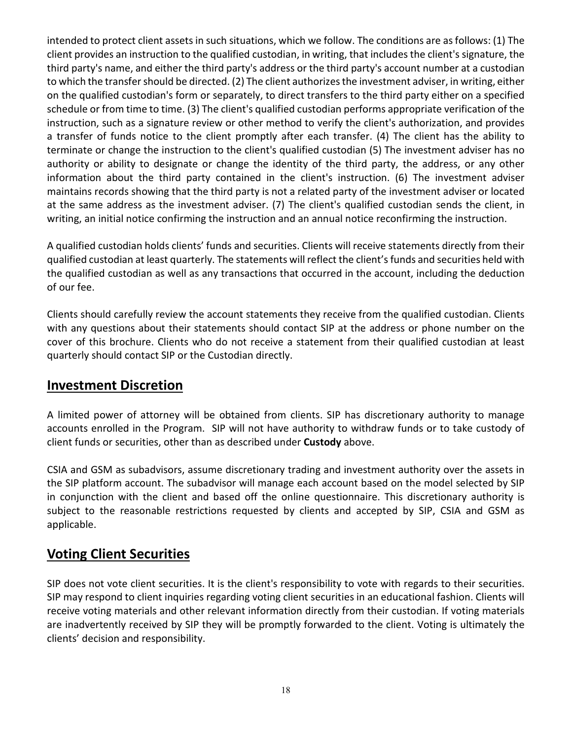intended to protect client assets in such situations, which we follow. The conditions are as follows: (1) The client provides an instruction to the qualified custodian, in writing, that includes the client's signature, the third party's name, and either the third party's address or the third party's account number at a custodian to which the transfer should be directed. (2) The client authorizes the investment adviser, in writing, either on the qualified custodian's form or separately, to direct transfers to the third party either on a specified schedule or from time to time. (3) The client's qualified custodian performs appropriate verification of the instruction, such as a signature review or other method to verify the client's authorization, and provides a transfer of funds notice to the client promptly after each transfer. (4) The client has the ability to terminate or change the instruction to the client's qualified custodian (5) The investment adviser has no authority or ability to designate or change the identity of the third party, the address, or any other information about the third party contained in the client's instruction. (6) The investment adviser maintains records showing that the third party is not a related party of the investment adviser or located at the same address as the investment adviser. (7) The client's qualified custodian sends the client, in writing, an initial notice confirming the instruction and an annual notice reconfirming the instruction.

A qualified custodian holds clients' funds and securities. Clients will receive statements directly from their qualified custodian at least quarterly. The statements will reflect the client's funds and securities held with the qualified custodian as well as any transactions that occurred in the account, including the deduction of our fee.

Clients should carefully review the account statements they receive from the qualified custodian. Clients with any questions about their statements should contact SIP at the address or phone number on the cover of this brochure. Clients who do not receive a statement from their qualified custodian at least quarterly should contact SIP or the Custodian directly.

## Investment Discretion

A limited power of attorney will be obtained from clients. SIP has discretionary authority to manage accounts enrolled in the Program. SIP will not have authority to withdraw funds or to take custody of client funds or securities, other than as described under **Custody** above.

CSIA and GSM as subadvisors, assume discretionary trading and investment authority over the assets in the SIP platform account. The subadvisor will manage each account based on the model selected by SIP in conjunction with the client and based off the online questionnaire. This discretionary authority is subject to the reasonable restrictions requested by clients and accepted by SIP, CSIA and GSM as applicable.

## Voting Client Securities

SIP does not vote client securities. It is the client's responsibility to vote with regards to their securities. SIP may respond to client inquiries regarding voting client securities in an educational fashion. Clients will receive voting materials and other relevant information directly from their custodian. If voting materials are inadvertently received by SIP they will be promptly forwarded to the client. Voting is ultimately the clients' decision and responsibility.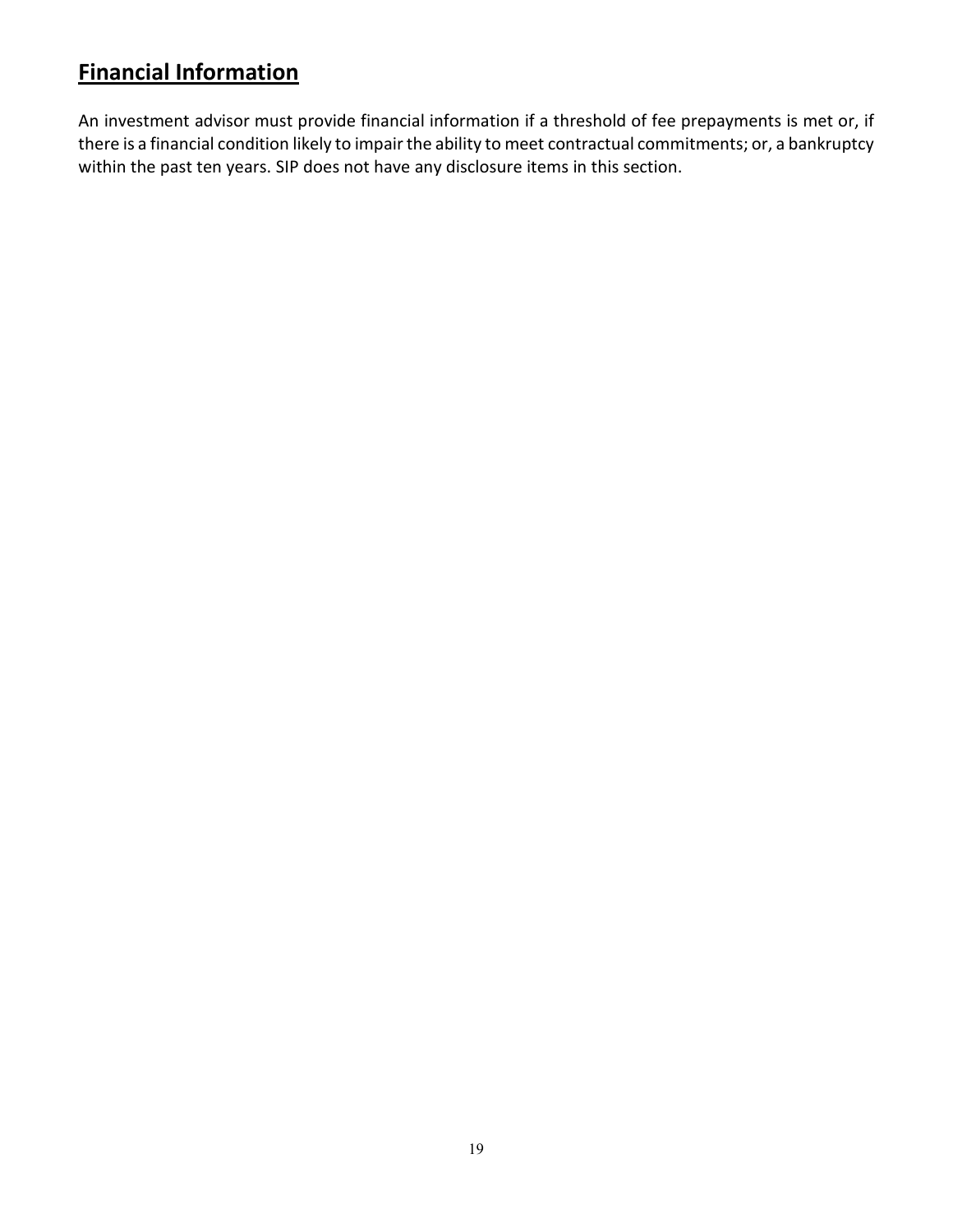## Financial Information

An investment advisor must provide financial information if a threshold of fee prepayments is met or, if there is a financial condition likely to impair the ability to meet contractual commitments; or, a bankruptcy within the past ten years. SIP does not have any disclosure items in this section.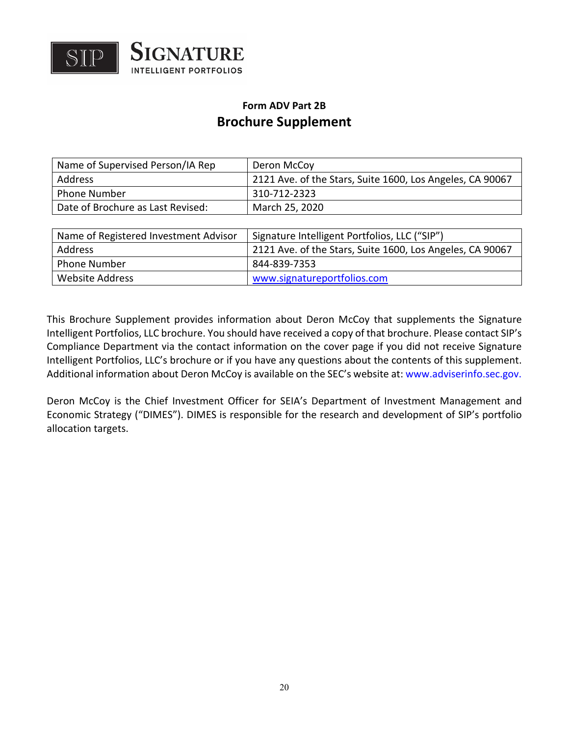**SIGNATURE**
INTELLIGENT PORTFOLIOS

## Form ADV Part 2B

# Brochure Supplement

| Name of Supervised Person/IA Rep | Deron McCoy |
|---|---|
| Address | 2121 Ave. of the Stars, Suite 1600, Los Angeles, CA 90067 |
| Phone Number | 310-712-2323 |
| Date of Brochure as Last Revised: | March 25, 2020 |

| Name of Registered Investment Advisor | Signature Intelligent Portfolios, LLC ("SIP") |
|---|---|
| Address | 2121 Ave. of the Stars, Suite 1600, Los Angeles, CA 90067 |
| Phone Number | 844-839-7353 |
| Website Address | www.signatureportfolios.com |

This Brochure Supplement provides information about Deron McCoy that supplements the Signature Intelligent Portfolios, LLC brochure. You should have received a copy of that brochure. Please contact SIP's Compliance Department via the contact information on the cover page if you did not receive Signature Intelligent Portfolios, LLC's brochure or if you have any questions about the contents of this supplement. Additional information about Deron McCoy is available on the SEC's website at: www.adviserinfo.sec.gov.

Deron McCoy is the Chief Investment Officer for SEIA's Department of Investment Management and Economic Strategy ("DIMES"). DIMES is responsible for the research and development of SIP's portfolio allocation targets.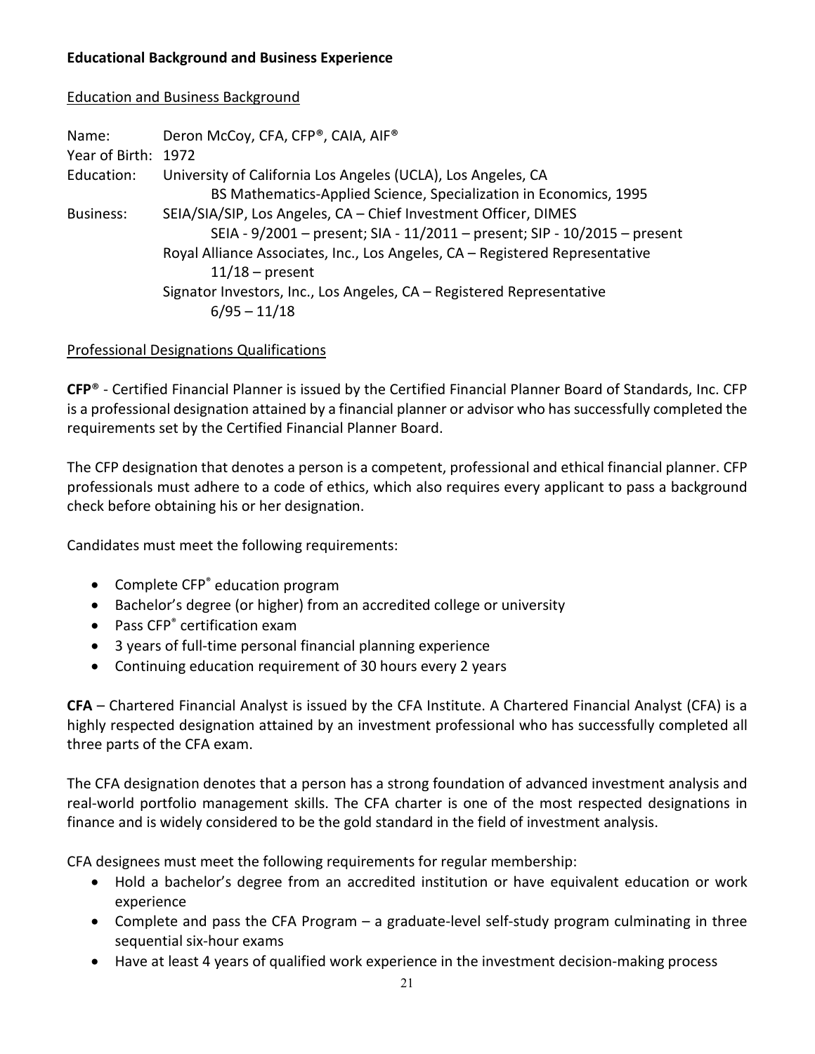**Educational Background and Business Experience**

Education and Business Background

Name: Deron McCoy, CFA, CFP®, CAIA, AIF®

Year of Birth: 1972

Education: University of California Los Angeles (UCLA), Los Angeles, CA
BS Mathematics-Applied Science, Specialization in Economics, 1995

Business: SEIA/SIA/SIP, Los Angeles, CA – Chief Investment Officer, DIMES
SEIA - 9/2001 – present; SIA - 11/2011 – present; SIP - 10/2015 – present
Royal Alliance Associates, Inc., Los Angeles, CA – Registered Representative
11/18 – present
Signator Investors, Inc., Los Angeles, CA – Registered Representative
6/95 – 11/18

Professional Designations Qualifications

**CFP**® - Certified Financial Planner is issued by the Certified Financial Planner Board of Standards, Inc. CFP is a professional designation attained by a financial planner or advisor who has successfully completed the requirements set by the Certified Financial Planner Board.

The CFP designation that denotes a person is a competent, professional and ethical financial planner. CFP professionals must adhere to a code of ethics, which also requires every applicant to pass a background check before obtaining his or her designation.

Candidates must meet the following requirements:

- Complete CFP® education program
- Bachelor's degree (or higher) from an accredited college or university
- Pass CFP® certification exam
- 3 years of full-time personal financial planning experience
- Continuing education requirement of 30 hours every 2 years

**CFA** – Chartered Financial Analyst is issued by the CFA Institute. A Chartered Financial Analyst (CFA) is a highly respected designation attained by an investment professional who has successfully completed all three parts of the CFA exam.

The CFA designation denotes that a person has a strong foundation of advanced investment analysis and real-world portfolio management skills. The CFA charter is one of the most respected designations in finance and is widely considered to be the gold standard in the field of investment analysis.

CFA designees must meet the following requirements for regular membership:

- Hold a bachelor's degree from an accredited institution or have equivalent education or work experience
- Complete and pass the CFA Program – a graduate-level self-study program culminating in three sequential six-hour exams
- Have at least 4 years of qualified work experience in the investment decision-making process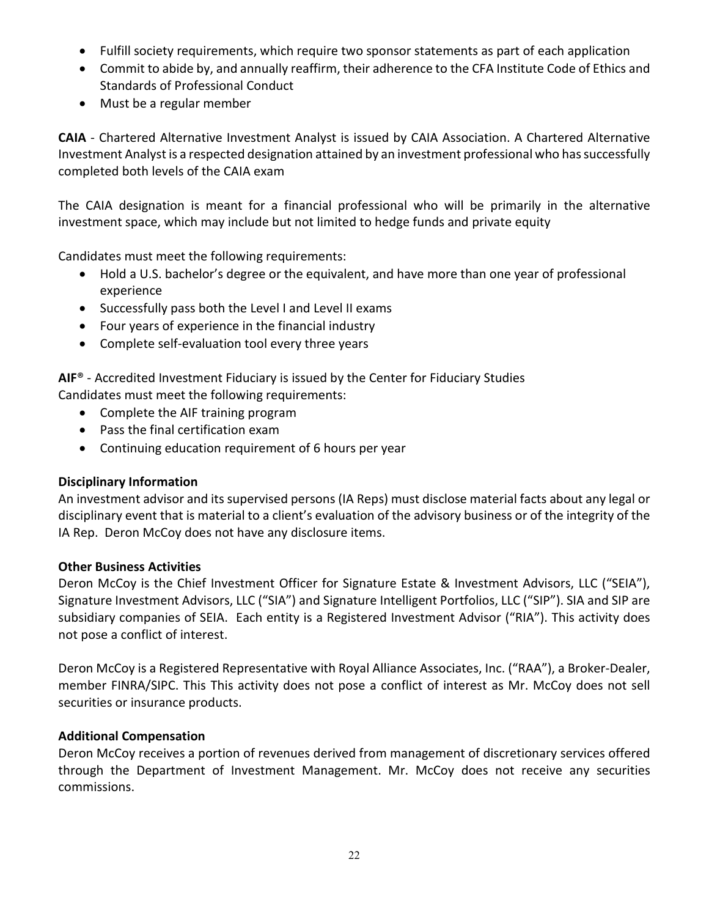- Fulfill society requirements, which require two sponsor statements as part of each application
- Commit to abide by, and annually reaffirm, their adherence to the CFA Institute Code of Ethics and Standards of Professional Conduct
- Must be a regular member

**CAIA** - Chartered Alternative Investment Analyst is issued by CAIA Association. A Chartered Alternative Investment Analyst is a respected designation attained by an investment professional who has successfully completed both levels of the CAIA exam

The CAIA designation is meant for a financial professional who will be primarily in the alternative investment space, which may include but not limited to hedge funds and private equity

Candidates must meet the following requirements:

- Hold a U.S. bachelor's degree or the equivalent, and have more than one year of professional experience
- Successfully pass both the Level I and Level II exams
- Four years of experience in the financial industry
- Complete self-evaluation tool every three years

**AIF®** - Accredited Investment Fiduciary is issued by the Center for Fiduciary Studies
Candidates must meet the following requirements:

- Complete the AIF training program
- Pass the final certification exam
- Continuing education requirement of 6 hours per year

**Disciplinary Information**

An investment advisor and its supervised persons (IA Reps) must disclose material facts about any legal or disciplinary event that is material to a client's evaluation of the advisory business or of the integrity of the IA Rep. Deron McCoy does not have any disclosure items.

**Other Business Activities**

Deron McCoy is the Chief Investment Officer for Signature Estate & Investment Advisors, LLC ("SEIA"), Signature Investment Advisors, LLC ("SIA") and Signature Intelligent Portfolios, LLC ("SIP"). SIA and SIP are subsidiary companies of SEIA. Each entity is a Registered Investment Advisor ("RIA"). This activity does not pose a conflict of interest.

Deron McCoy is a Registered Representative with Royal Alliance Associates, Inc. ("RAA"), a Broker-Dealer, member FINRA/SIPC. This This activity does not pose a conflict of interest as Mr. McCoy does not sell securities or insurance products.

**Additional Compensation**

Deron McCoy receives a portion of revenues derived from management of discretionary services offered through the Department of Investment Management. Mr. McCoy does not receive any securities commissions.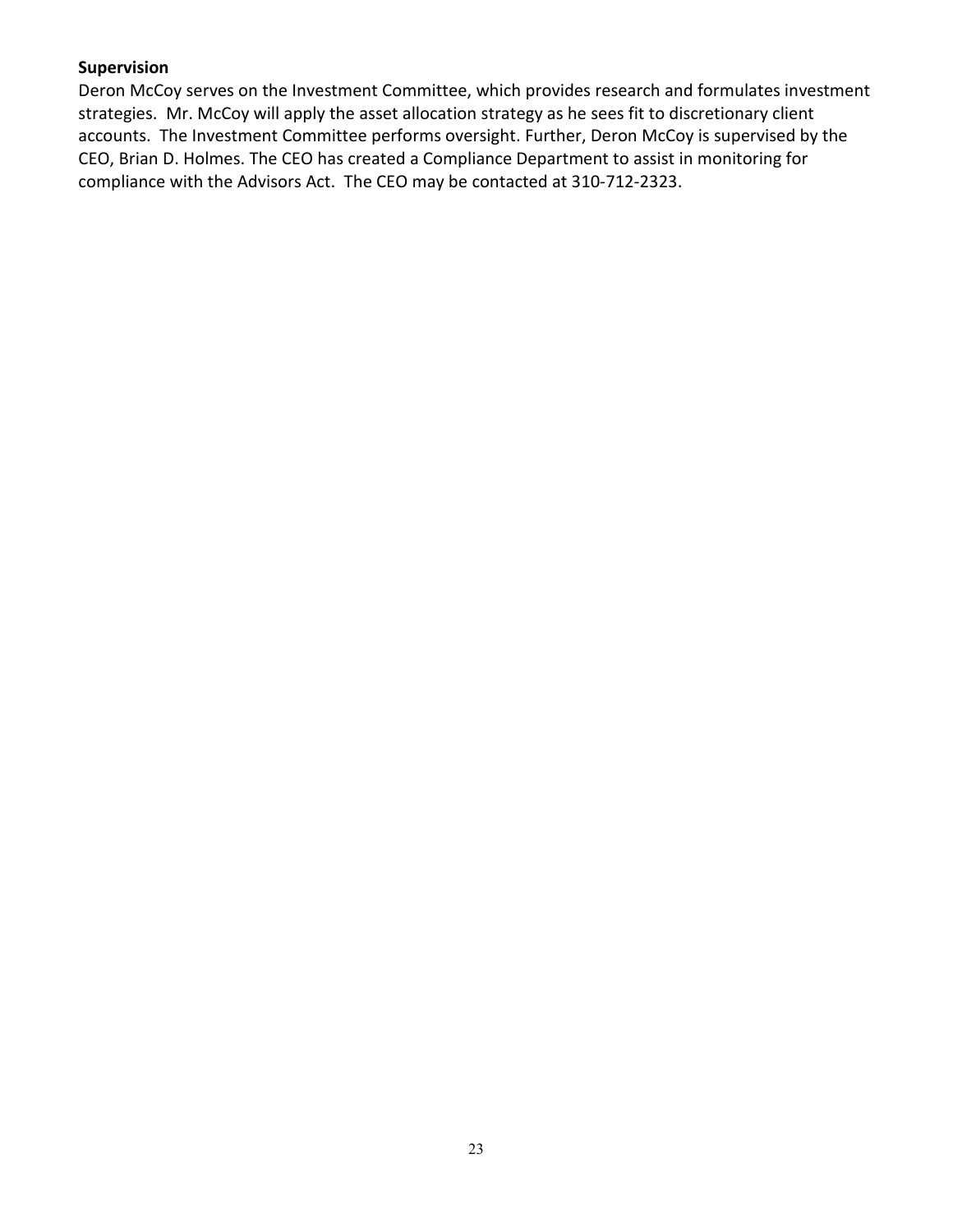**Supervision**

Deron McCoy serves on the Investment Committee, which provides research and formulates investment strategies. Mr. McCoy will apply the asset allocation strategy as he sees fit to discretionary client accounts. The Investment Committee performs oversight. Further, Deron McCoy is supervised by the CEO, Brian D. Holmes. The CEO has created a Compliance Department to assist in monitoring for compliance with the Advisors Act. The CEO may be contacted at 310-712-2323.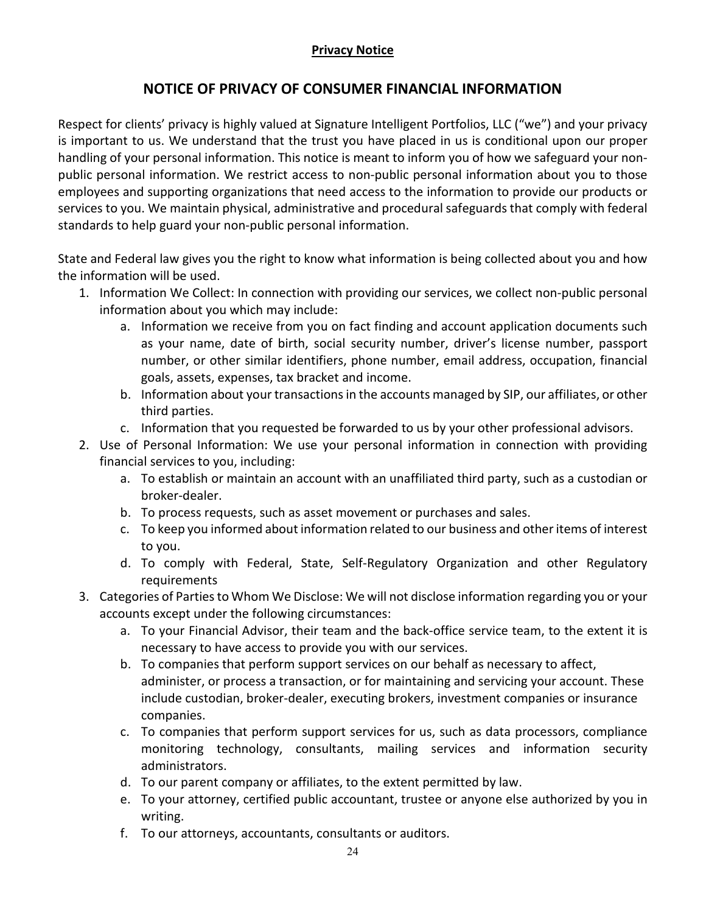**Privacy Notice**

## NOTICE OF PRIVACY OF CONSUMER FINANCIAL INFORMATION

Respect for clients' privacy is highly valued at Signature Intelligent Portfolios, LLC ("we") and your privacy is important to us. We understand that the trust you have placed in us is conditional upon our proper handling of your personal information. This notice is meant to inform you of how we safeguard your non-public personal information. We restrict access to non-public personal information about you to those employees and supporting organizations that need access to the information to provide our products or services to you. We maintain physical, administrative and procedural safeguards that comply with federal standards to help guard your non-public personal information.

State and Federal law gives you the right to know what information is being collected about you and how the information will be used.

1. Information We Collect: In connection with providing our services, we collect non-public personal information about you which may include:
    a. Information we receive from you on fact finding and account application documents such as your name, date of birth, social security number, driver's license number, passport number, or other similar identifiers, phone number, email address, occupation, financial goals, assets, expenses, tax bracket and income.
    b. Information about your transactions in the accounts managed by SIP, our affiliates, or other third parties.
    c. Information that you requested be forwarded to us by your other professional advisors.
2. Use of Personal Information: We use your personal information in connection with providing financial services to you, including:
    a. To establish or maintain an account with an unaffiliated third party, such as a custodian or broker-dealer.
    b. To process requests, such as asset movement or purchases and sales.
    c. To keep you informed about information related to our business and other items of interest to you.
    d. To comply with Federal, State, Self-Regulatory Organization and other Regulatory requirements
3. Categories of Parties to Whom We Disclose: We will not disclose information regarding you or your accounts except under the following circumstances:
    a. To your Financial Advisor, their team and the back-office service team, to the extent it is necessary to have access to provide you with our services.
    b. To companies that perform support services on our behalf as necessary to affect, administer, or process a transaction, or for maintaining and servicing your account. These include custodian, broker-dealer, executing brokers, investment companies or insurance companies.
    c. To companies that perform support services for us, such as data processors, compliance monitoring technology, consultants, mailing services and information security administrators.
    d. To our parent company or affiliates, to the extent permitted by law.
    e. To your attorney, certified public accountant, trustee or anyone else authorized by you in writing.
    f. To our attorneys, accountants, consultants or auditors.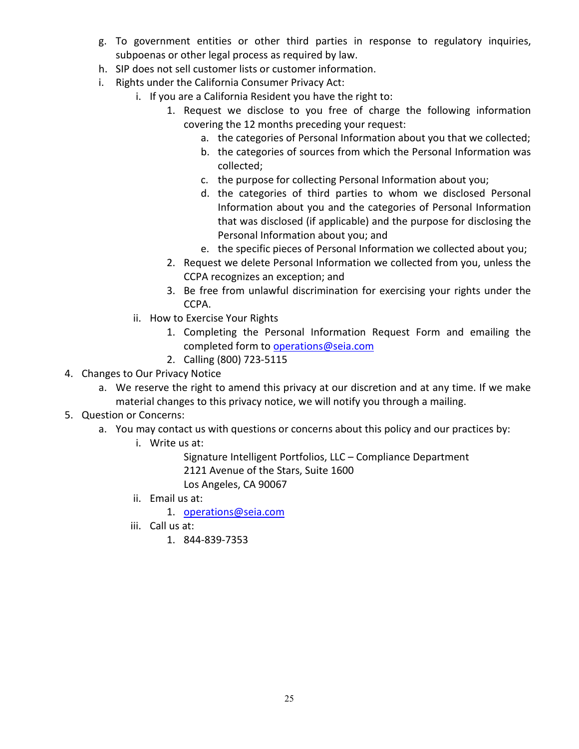g. To government entities or other third parties in response to regulatory inquiries, subpoenas or other legal process as required by law.
h. SIP does not sell customer lists or customer information.
i. Rights under the California Consumer Privacy Act:
    i. If you are a California Resident you have the right to:
        1. Request we disclose to you free of charge the following information covering the 12 months preceding your request:
            a. the categories of Personal Information about you that we collected;
            b. the categories of sources from which the Personal Information was collected;
            c. the purpose for collecting Personal Information about you;
            d. the categories of third parties to whom we disclosed Personal Information about you and the categories of Personal Information that was disclosed (if applicable) and the purpose for disclosing the Personal Information about you; and
            e. the specific pieces of Personal Information we collected about you;
        2. Request we delete Personal Information we collected from you, unless the CCPA recognizes an exception; and
        3. Be free from unlawful discrimination for exercising your rights under the CCPA.
    ii. How to Exercise Your Rights
        1. Completing the Personal Information Request Form and emailing the completed form to operations@seia.com
        2. Calling (800) 723-5115

4. Changes to Our Privacy Notice
    a. We reserve the right to amend this privacy at our discretion and at any time. If we make material changes to this privacy notice, we will notify you through a mailing.
5. Question or Concerns:
    a. You may contact us with questions or concerns about this policy and our practices by:
        i. Write us at:

            Signature Intelligent Portfolios, LLC – Compliance Department
            2121 Avenue of the Stars, Suite 1600
            Los Angeles, CA 90067

        ii. Email us at:
            1. operations@seia.com
        iii. Call us at:
            1. 844-839-7353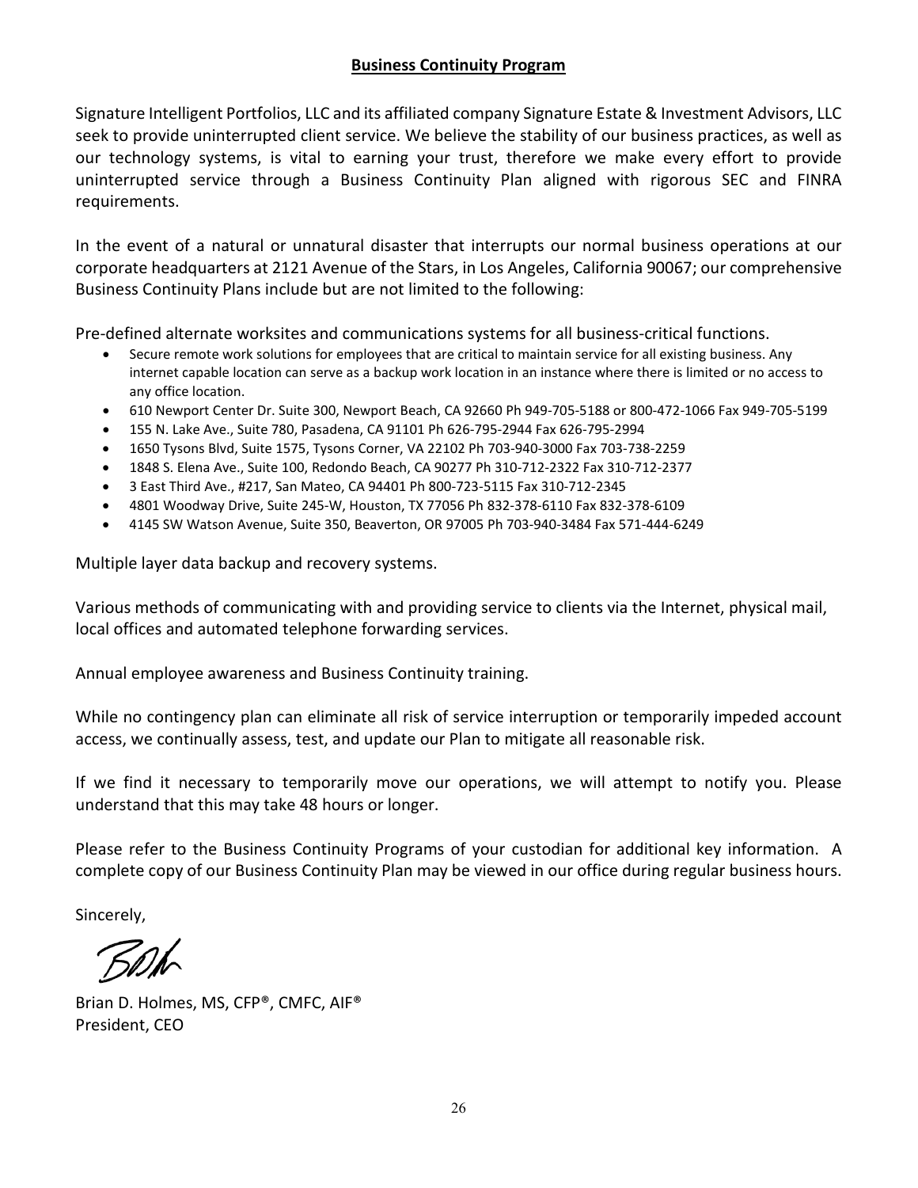## Business Continuity Program

Signature Intelligent Portfolios, LLC and its affiliated company Signature Estate & Investment Advisors, LLC seek to provide uninterrupted client service. We believe the stability of our business practices, as well as our technology systems, is vital to earning your trust, therefore we make every effort to provide uninterrupted service through a Business Continuity Plan aligned with rigorous SEC and FINRA requirements.

In the event of a natural or unnatural disaster that interrupts our normal business operations at our corporate headquarters at 2121 Avenue of the Stars, in Los Angeles, California 90067; our comprehensive Business Continuity Plans include but are not limited to the following:

Pre-defined alternate worksites and communications systems for all business-critical functions.

- Secure remote work solutions for employees that are critical to maintain service for all existing business. Any internet capable location can serve as a backup work location in an instance where there is limited or no access to any office location.
- 610 Newport Center Dr. Suite 300, Newport Beach, CA 92660 Ph 949-705-5188 or 800-472-1066 Fax 949-705-5199
- 155 N. Lake Ave., Suite 780, Pasadena, CA 91101 Ph 626-795-2944 Fax 626-795-2994
- 1650 Tysons Blvd, Suite 1575, Tysons Corner, VA 22102 Ph 703-940-3000 Fax 703-738-2259
- 1848 S. Elena Ave., Suite 100, Redondo Beach, CA 90277 Ph 310-712-2322 Fax 310-712-2377
- 3 East Third Ave., #217, San Mateo, CA 94401 Ph 800-723-5115 Fax 310-712-2345
- 4801 Woodway Drive, Suite 245-W, Houston, TX 77056 Ph 832-378-6110 Fax 832-378-6109
- 4145 SW Watson Avenue, Suite 350, Beaverton, OR 97005 Ph 703-940-3484 Fax 571-444-6249

Multiple layer data backup and recovery systems.

Various methods of communicating with and providing service to clients via the Internet, physical mail, local offices and automated telephone forwarding services.

Annual employee awareness and Business Continuity training.

While no contingency plan can eliminate all risk of service interruption or temporarily impeded account access, we continually assess, test, and update our Plan to mitigate all reasonable risk.

If we find it necessary to temporarily move our operations, we will attempt to notify you. Please understand that this may take 48 hours or longer.

Please refer to the Business Continuity Programs of your custodian for additional key information. A complete copy of our Business Continuity Plan may be viewed in our office during regular business hours.

Sincerely,

Brian D. Holmes, MS, CFP®, CMFC, AIF®
President, CEO